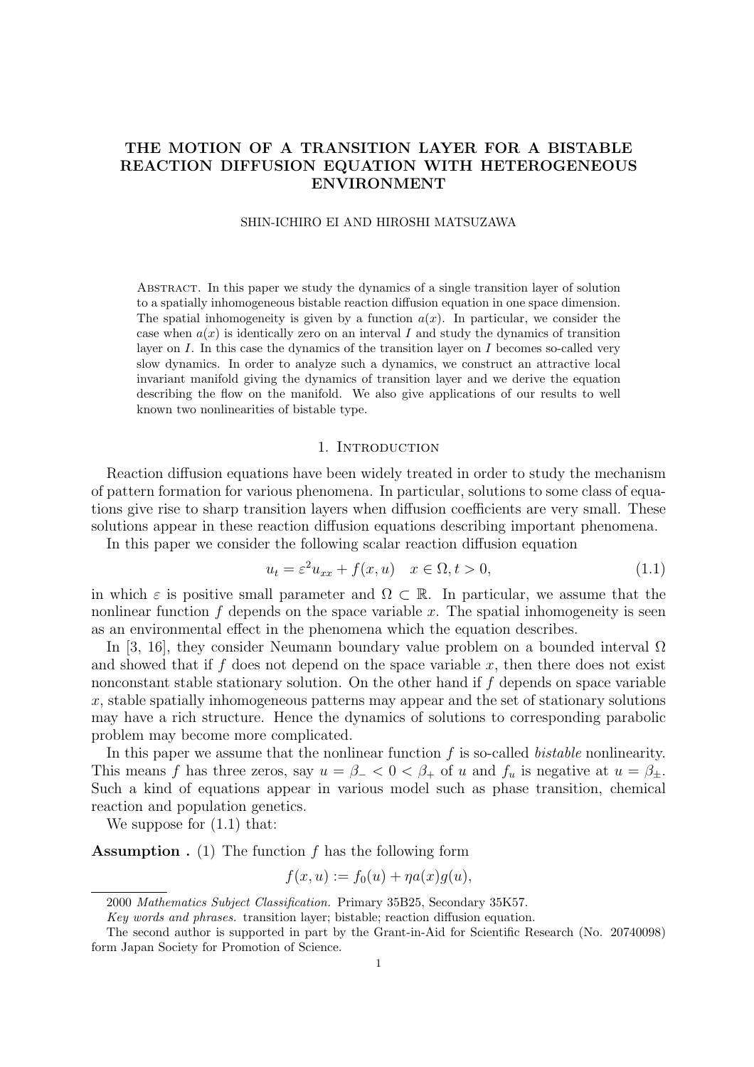# THE MOTION OF A TRANSITION LAYER FOR A BISTABLE REACTION DIFFUSION EQUATION WITH HETEROGENEOUS ENVIRONMENT

SHIN-ICHIRO EI AND HIROSHI MATSUZAWA

Abstract. In this paper we study the dynamics of a single transition layer of solution to a spatially inhomogeneous bistable reaction diffusion equation in one space dimension. The spatial inhomogeneity is given by a function $a(x)$. In particular, we consider the case when $a(x)$ is identically zero on an interval $I$ and study the dynamics of transition layer on $I$. In this case the dynamics of the transition layer on $I$ becomes so-called very slow dynamics. In order to analyze such a dynamics, we construct an attractive local invariant manifold giving the dynamics of transition layer and we derive the equation describing the flow on the manifold. We also give applications of our results to well known two nonlinearities of bistable type.

## 1. Introduction

Reaction diffusion equations have been widely treated in order to study the mechanism of pattern formation for various phenomena. In particular, solutions to some class of equations give rise to sharp transition layers when diffusion coefficients are very small. These solutions appear in these reaction diffusion equations describing important phenomena.

In this paper we consider the following scalar reaction diffusion equation

$$u_t = \varepsilon^2 u_{xx} + f(x, u) \quad x \in \Omega, t > 0, \tag{1.1}$$

in which $\varepsilon$ is positive small parameter and $\Omega \subset \mathbb{R}$. In particular, we assume that the nonlinear function $f$ depends on the space variable $x$. The spatial inhomogeneity is seen as an environmental effect in the phenomena which the equation describes.

In [3, 16], they consider Neumann boundary value problem on a bounded interval $\Omega$ and showed that if $f$ does not depend on the space variable $x$, then there does not exist nonconstant stable stationary solution. On the other hand if $f$ depends on space variable $x$, stable spatially inhomogeneous patterns may appear and the set of stationary solutions may have a rich structure. Hence the dynamics of solutions to corresponding parabolic problem may become more complicated.

In this paper we assume that the nonlinear function $f$ is so-called *bistable* nonlinearity. This means $f$ has three zeros, say $u = \beta_- < 0 < \beta_+$ of $u$ and $f_u$ is negative at $u = \beta_\pm$. Such a kind of equations appear in various model such as phase transition, chemical reaction and population genetics.

We suppose for (1.1) that:

**Assumption .** (1) The function $f$ has the following form

$$f(x, u) := f_0(u) + \eta a(x) g(u),$$

2000 *Mathematics Subject Classification.* Primary 35B25, Secondary 35K57.

*Key words and phrases.* transition layer; bistable; reaction diffusion equation.

The second author is supported in part by the Grant-in-Aid for Scientific Research (No. 20740098) form Japan Society for Promotion of Science.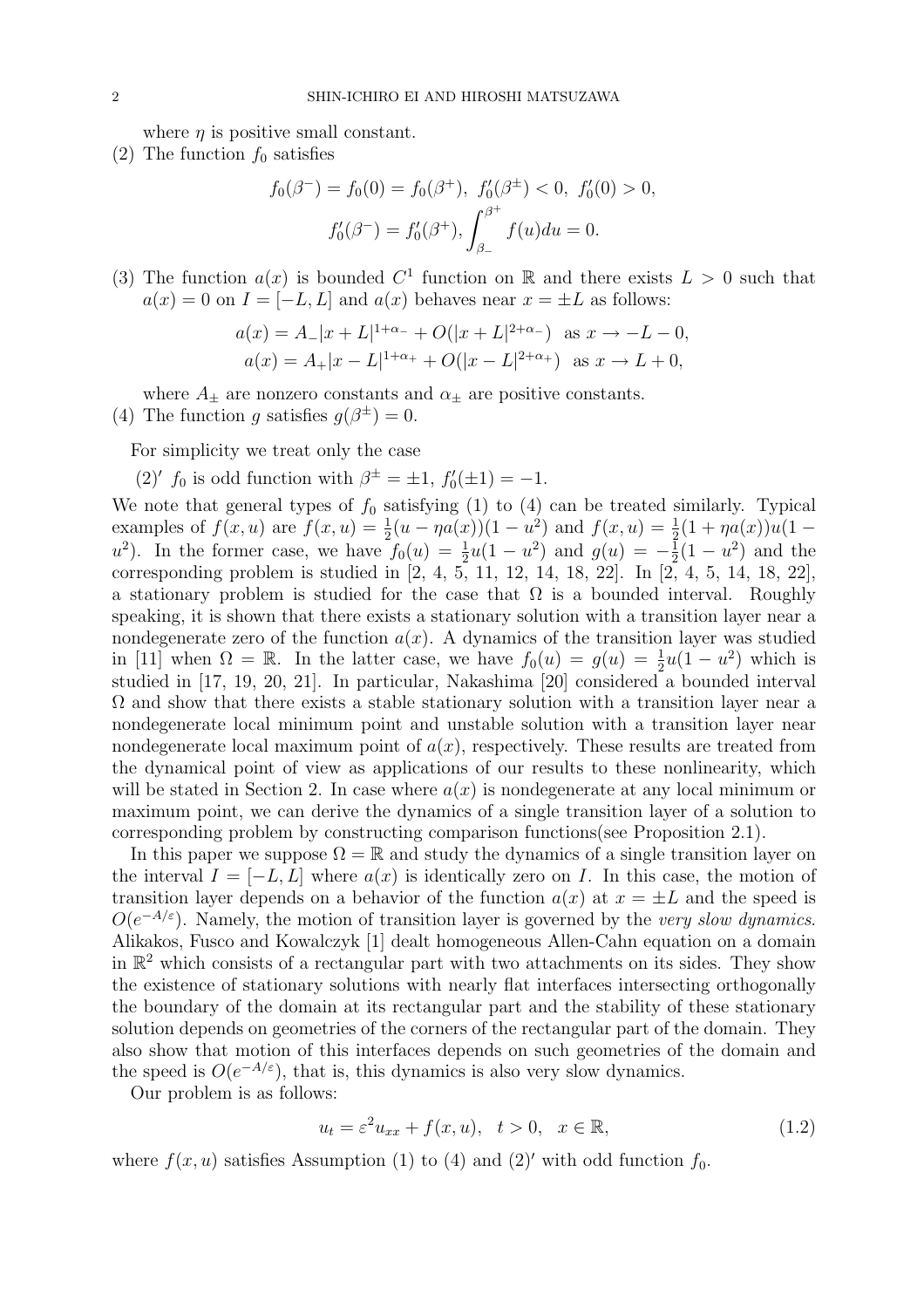where $\eta$ is positive small constant.

(2) The function $f_0$ satisfies

$$f_0(\beta^-) = f_0(0) = f_0(\beta^+),\ f_0'(\beta^\pm) < 0,\ f_0'(0) > 0,$$
$$f_0'(\beta^-) = f_0'(\beta^+), \int_{\beta_-}^{\beta^+} f(u)du = 0.$$

(3) The function $a(x)$ is bounded $C^1$ function on $\mathbb{R}$ and there exists $L > 0$ such that $a(x) = 0$ on $I = [-L, L]$ and $a(x)$ behaves near $x = \pm L$ as follows:

$$a(x) = A_-|x+L|^{1+\alpha_-} + O(|x+L|^{2+\alpha_-}) \quad \text{as } x \to -L-0,$$
$$a(x) = A_+|x-L|^{1+\alpha_+} + O(|x-L|^{2+\alpha_+}) \quad \text{as } x \to L+0,$$

where $A_\pm$ are nonzero constants and $\alpha_\pm$ are positive constants.

(4) The function $g$ satisfies $g(\beta^\pm) = 0$.

For simplicity we treat only the case

(2)′ $f_0$ is odd function with $\beta^\pm = \pm 1$, $f_0'(\pm 1) = -1$.

We note that general types of $f_0$ satisfying (1) to (4) can be treated similarly. Typical examples of $f(x,u)$ are $f(x,u) = \frac{1}{2}(u - \eta a(x))(1-u^2)$ and $f(x,u) = \frac{1}{2}(1+\eta a(x))u(1-u^2)$. In the former case, we have $f_0(u) = \frac{1}{2}u(1-u^2)$ and $g(u) = -\frac{1}{2}(1-u^2)$ and the corresponding problem is studied in [2, 4, 5, 11, 12, 14, 18, 22]. In [2, 4, 5, 14, 18, 22], a stationary problem is studied for the case that $\Omega$ is a bounded interval. Roughly speaking, it is shown that there exists a stationary solution with a transition layer near a nondegenerate zero of the function $a(x)$. A dynamics of the transition layer was studied in [11] when $\Omega = \mathbb{R}$. In the latter case, we have $f_0(u) = g(u) = \frac{1}{2}u(1-u^2)$ which is studied in [17, 19, 20, 21]. In particular, Nakashima [20] considered a bounded interval $\Omega$ and show that there exists a stable stationary solution with a transition layer near a nondegenerate local minimum point and unstable solution with a transition layer near nondegenerate local maximum point of $a(x)$, respectively. These results are treated from the dynamical point of view as applications of our results to these nonlinearity, which will be stated in Section 2. In case where $a(x)$ is nondegenerate at any local minimum or maximum point, we can derive the dynamics of a single transition layer of a solution to corresponding problem by constructing comparison functions(see Proposition 2.1).

In this paper we suppose $\Omega = \mathbb{R}$ and study the dynamics of a single transition layer on the interval $I = [-L, L]$ where $a(x)$ is identically zero on $I$. In this case, the motion of transition layer depends on a behavior of the function $a(x)$ at $x = \pm L$ and the speed is $O(e^{-A/\varepsilon})$. Namely, the motion of transition layer is governed by the *very slow dynamics*. Alikakos, Fusco and Kowalczyk [1] dealt homogeneous Allen-Cahn equation on a domain in $\mathbb{R}^2$ which consists of a rectangular part with two attachments on its sides. They show the existence of stationary solutions with nearly flat interfaces intersecting orthogonally the boundary of the domain at its rectangular part and the stability of these stationary solution depends on geometries of the corners of the rectangular part of the domain. They also show that motion of this interfaces depends on such geometries of the domain and the speed is $O(e^{-A/\varepsilon})$, that is, this dynamics is also very slow dynamics.

Our problem is as follows:

$$u_t = \varepsilon^2 u_{xx} + f(x,u), \quad t > 0, \quad x \in \mathbb{R}, \tag{1.2}$$

where $f(x,u)$ satisfies Assumption (1) to (4) and (2)′ with odd function $f_0$.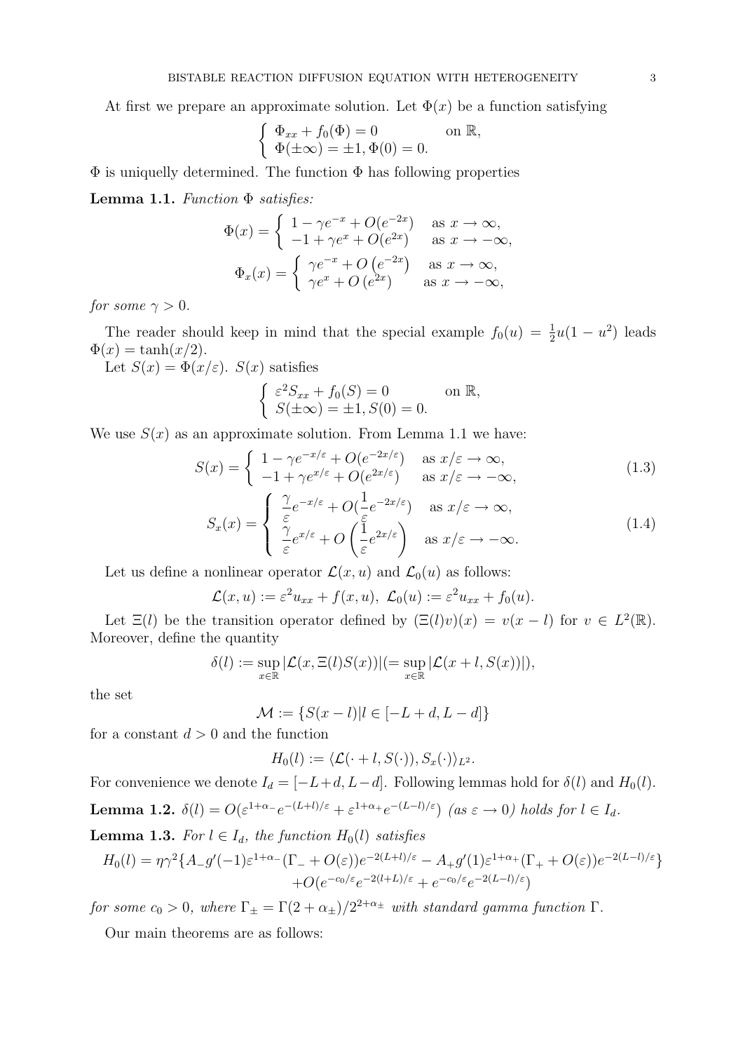At first we prepare an approximate solution. Let $\Phi(x)$ be a function satisfying

$$\begin{cases} \Phi_{xx} + f_0(\Phi) = 0 & \text{on } \mathbb{R}, \\ \Phi(\pm\infty) = \pm 1, \Phi(0) = 0. \end{cases}$$

$\Phi$ is uniquely determined. The function $\Phi$ has following properties

**Lemma 1.1.** *Function $\Phi$ satisfies:*

$$\Phi(x) = \begin{cases} 1 - \gamma e^{-x} + O(e^{-2x}) & \text{as } x \to \infty, \\ -1 + \gamma e^{x} + O(e^{2x}) & \text{as } x \to -\infty, \end{cases}$$

$$\Phi_x(x) = \begin{cases} \gamma e^{-x} + O\left(e^{-2x}\right) & \text{as } x \to \infty, \\ \gamma e^{x} + O\left(e^{2x}\right) & \text{as } x \to -\infty, \end{cases}$$

*for some $\gamma > 0$.*

The reader should keep in mind that the special example $f_0(u) = \frac{1}{2}u(1-u^2)$ leads $\Phi(x) = \tanh(x/2)$.

Let $S(x) = \Phi(x/\varepsilon)$. $S(x)$ satisfies

$$\begin{cases} \varepsilon^2 S_{xx} + f_0(S) = 0 & \text{on } \mathbb{R}, \\ S(\pm\infty) = \pm 1, S(0) = 0. \end{cases}$$

We use $S(x)$ as an approximate solution. From Lemma 1.1 we have:

$$S(x) = \begin{cases} 1 - \gamma e^{-x/\varepsilon} + O(e^{-2x/\varepsilon}) & \text{as } x/\varepsilon \to \infty, \\ -1 + \gamma e^{x/\varepsilon} + O(e^{2x/\varepsilon}) & \text{as } x/\varepsilon \to -\infty, \end{cases} \tag{1.3}$$

$$S_x(x) = \begin{cases} \dfrac{\gamma}{\varepsilon} e^{-x/\varepsilon} + O(\dfrac{1}{\varepsilon} e^{-2x/\varepsilon}) & \text{as } x/\varepsilon \to \infty, \\ \dfrac{\gamma}{\varepsilon} e^{x/\varepsilon} + O\left(\dfrac{1}{\varepsilon} e^{2x/\varepsilon}\right) & \text{as } x/\varepsilon \to -\infty. \end{cases} \tag{1.4}$$

Let us define a nonlinear operator $\mathcal{L}(x,u)$ and $\mathcal{L}_0(u)$ as follows:

$$\mathcal{L}(x,u) := \varepsilon^2 u_{xx} + f(x,u), \ \mathcal{L}_0(u) := \varepsilon^2 u_{xx} + f_0(u).$$

Let $\Xi(l)$ be the transition operator defined by $(\Xi(l)v)(x) = v(x-l)$ for $v \in L^2(\mathbb{R})$. Moreover, define the quantity

$$\delta(l) := \sup_{x\in\mathbb{R}} |\mathcal{L}(x, \Xi(l)S(x))| (= \sup_{x\in\mathbb{R}} |\mathcal{L}(x+l, S(x))|),$$

the set

$$\mathcal{M} := \{S(x-l) | l \in [-L+d, L-d]\}$$

for a constant $d > 0$ and the function

$$H_0(l) := \langle \mathcal{L}(\cdot + l, S(\cdot)), S_x(\cdot) \rangle_{L^2}.$$

For convenience we denote $I_d = [-L+d, L-d]$. Following lemmas hold for $\delta(l)$ and $H_0(l)$.

**Lemma 1.2.** $\delta(l) = O(\varepsilon^{1+\alpha_-} e^{-(L+l)/\varepsilon} + \varepsilon^{1+\alpha_+} e^{-(L-l)/\varepsilon})$ *(as $\varepsilon \to 0$) holds for $l \in I_d$.*

**Lemma 1.3.** *For $l \in I_d$, the function $H_0(l)$ satisfies*

$$\begin{aligned} H_0(l) = \eta\gamma^2 \{ & A_- g'(-1) \varepsilon^{1+\alpha_-} (\Gamma_- + O(\varepsilon)) e^{-2(L+l)/\varepsilon} - A_+ g'(1) \varepsilon^{1+\alpha_+} (\Gamma_+ + O(\varepsilon)) e^{-2(L-l)/\varepsilon} \} \\ & + O(e^{-c_0/\varepsilon} e^{-2(l+L)/\varepsilon} + e^{-c_0/\varepsilon} e^{-2(L-l)/\varepsilon}) \end{aligned}$$

*for some $c_0 > 0$, where $\Gamma_\pm = \Gamma(2+\alpha_\pm)/2^{2+\alpha_\pm}$ with standard gamma function $\Gamma$.*

Our main theorems are as follows: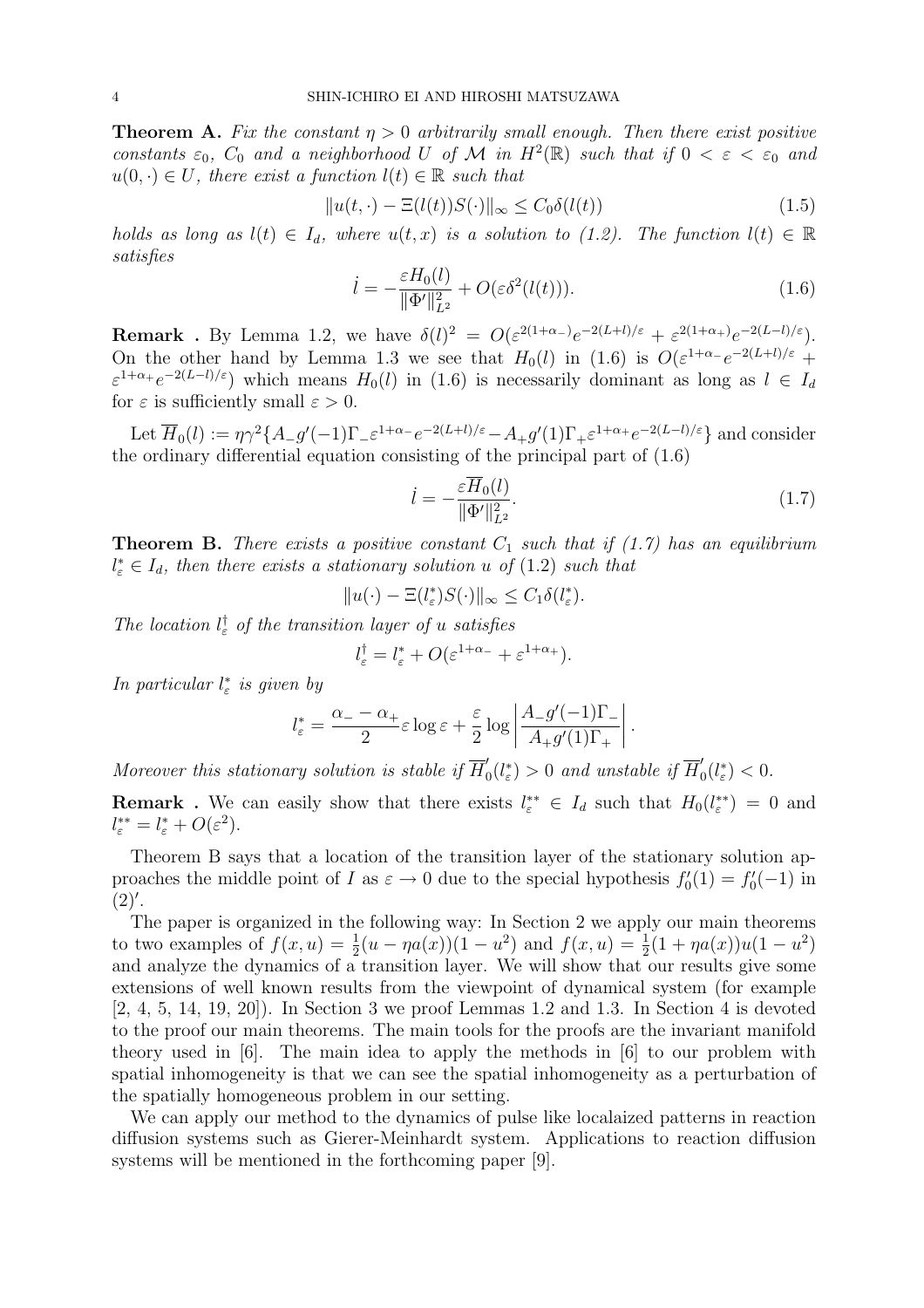**Theorem A.** *Fix the constant $\eta > 0$ arbitrarily small enough. Then there exist positive constants $\varepsilon_0$, $C_0$ and a neighborhood $U$ of $\mathcal{M}$ in $H^2(\mathbb{R})$ such that if $0 < \varepsilon < \varepsilon_0$ and $u(0, \cdot) \in U$, there exist a function $l(t) \in \mathbb{R}$ such that*

$$\|u(t, \cdot) - \Xi(l(t))S(\cdot)\|_\infty \leq C_0 \delta(l(t)) \tag{1.5}$$

*holds as long as $l(t) \in I_d$, where $u(t, x)$ is a solution to (1.2). The function $l(t) \in \mathbb{R}$ satisfies*

$$\dot{l} = -\frac{\varepsilon H_0(l)}{\|\Phi'\|_{L^2}^2} + O(\varepsilon \delta^2(l(t))). \tag{1.6}$$

**Remark .** By Lemma 1.2, we have $\delta(l)^2 = O(\varepsilon^{2(1+\alpha_-)}e^{-2(L+l)/\varepsilon} + \varepsilon^{2(1+\alpha_+)}e^{-2(L-l)/\varepsilon})$. On the other hand by Lemma 1.3 we see that $H_0(l)$ in (1.6) is $O(\varepsilon^{1+\alpha_-}e^{-2(L+l)/\varepsilon} + \varepsilon^{1+\alpha_+}e^{-2(L-l)/\varepsilon})$ which means $H_0(l)$ in (1.6) is necessarily dominant as long as $l \in I_d$ for $\varepsilon$ is sufficiently small $\varepsilon > 0$.

Let $\overline{H}_0(l) := \eta\gamma^2\{A_- g'(-1)\Gamma_- \varepsilon^{1+\alpha_-}e^{-2(L+l)/\varepsilon} - A_+ g'(1)\Gamma_+ \varepsilon^{1+\alpha_+}e^{-2(L-l)/\varepsilon}\}$ and consider the ordinary differential equation consisting of the principal part of (1.6)

$$\dot{l} = -\frac{\varepsilon \overline{H}_0(l)}{\|\Phi'\|_{L^2}^2}. \tag{1.7}$$

**Theorem B.** *There exists a positive constant $C_1$ such that if (1.7) has an equilibrium $l_\varepsilon^* \in I_d$, then there exists a stationary solution $u$ of (1.2) such that*

$$\|u(\cdot) - \Xi(l_\varepsilon^*)S(\cdot)\|_\infty \leq C_1 \delta(l_\varepsilon^*).$$

*The location $l_\varepsilon^\dagger$ of the transition layer of $u$ satisfies*

$$l_\varepsilon^\dagger = l_\varepsilon^* + O(\varepsilon^{1+\alpha_-} + \varepsilon^{1+\alpha_+}).$$

*In particular $l_\varepsilon^*$ is given by*

$$l_\varepsilon^* = \frac{\alpha_- - \alpha_+}{2}\varepsilon \log \varepsilon + \frac{\varepsilon}{2}\log\left|\frac{A_- g'(-1)\Gamma_-}{A_+ g'(1)\Gamma_+}\right|.$$

*Moreover this stationary solution is stable if $\overline{H}_0'(l_\varepsilon^*) > 0$ and unstable if $\overline{H}_0'(l_\varepsilon^*) < 0$.*

**Remark .** We can easily show that there exists $l_\varepsilon^{**} \in I_d$ such that $H_0(l_\varepsilon^{**}) = 0$ and $l_\varepsilon^{**} = l_\varepsilon^* + O(\varepsilon^2)$.

Theorem B says that a location of the transition layer of the stationary solution approaches the middle point of $I$ as $\varepsilon \to 0$ due to the special hypothesis $f_0'(1) = f_0'(-1)$ in $(2)'$.

The paper is organized in the following way: In Section 2 we apply our main theorems to two examples of $f(x, u) = \frac{1}{2}(u - \eta a(x))(1 - u^2)$ and $f(x, u) = \frac{1}{2}(1 + \eta a(x))u(1 - u^2)$ and analyze the dynamics of a transition layer. We will show that our results give some extensions of well known results from the viewpoint of dynamical system (for example [2, 4, 5, 14, 19, 20]). In Section 3 we proof Lemmas 1.2 and 1.3. In Section 4 is devoted to the proof our main theorems. The main tools for the proofs are the invariant manifold theory used in [6]. The main idea to apply the methods in [6] to our problem with spatial inhomogeneity is that we can see the spatial inhomogeneity as a perturbation of the spatially homogeneous problem in our setting.

We can apply our method to the dynamics of pulse like localaized patterns in reaction diffusion systems such as Gierer-Meinhardt system. Applications to reaction diffusion systems will be mentioned in the forthcoming paper [9].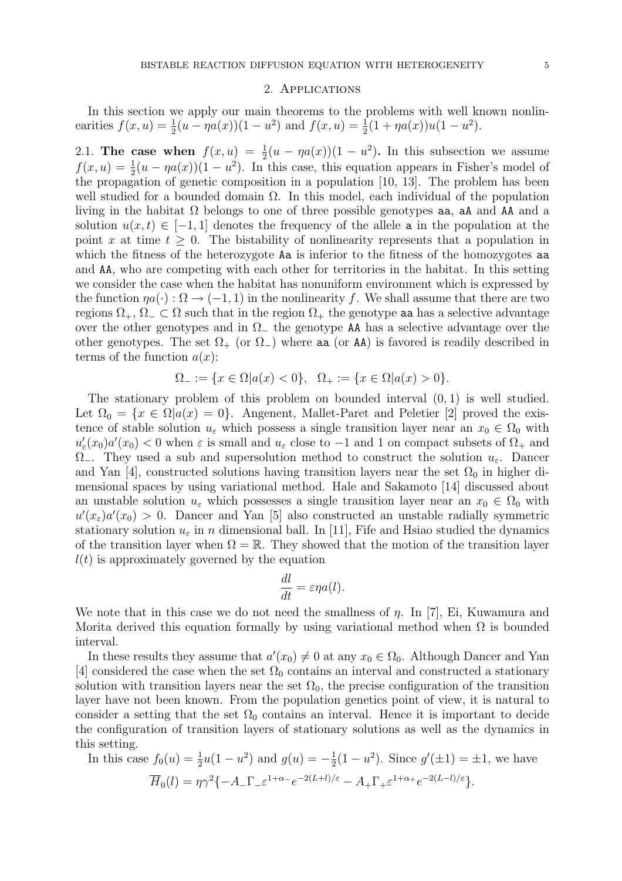## 2. Applications

In this section we apply our main theorems to the problems with well known nonlinearities $f(x,u) = \frac{1}{2}(u - \eta a(x))(1-u^2)$ and $f(x,u) = \frac{1}{2}(1+\eta a(x))u(1-u^2)$.

### 2.1. The case when $f(x,u) = \frac{1}{2}(u - \eta a(x))(1-u^2)$.

In this subsection we assume $f(x,u) = \frac{1}{2}(u - \eta a(x))(1-u^2)$. In this case, this equation appears in Fisher's model of the propagation of genetic composition in a population [10, 13]. The problem has been well studied for a bounded domain $\Omega$. In this model, each individual of the population living in the habitat $\Omega$ belongs to one of three possible genotypes aa, aA and AA and a solution $u(x,t) \in [-1,1]$ denotes the frequency of the allele a in the population at the point $x$ at time $t \geq 0$. The bistability of nonlinearity represents that a population in which the fitness of the heterozygote Aa is inferior to the fitness of the homozygotes aa and AA, who are competing with each other for territories in the habitat. In this setting we consider the case when the habitat has nonuniform environment which is expressed by the function $\eta a(\cdot) : \Omega \to (-1,1)$ in the nonlinearity $f$. We shall assume that there are two regions $\Omega_+$, $\Omega_- \subset \Omega$ such that in the region $\Omega_+$ the genotype aa has a selective advantage over the other genotypes and in $\Omega_-$ the genotype AA has a selective advantage over the other genotypes. The set $\Omega_+$ (or $\Omega_-$) where aa (or AA) is favored is readily described in terms of the function $a(x)$:

$$\Omega_- := \{x \in \Omega | a(x) < 0\}, \quad \Omega_+ := \{x \in \Omega | a(x) > 0\}.$$

The stationary problem of this problem on bounded interval $(0,1)$ is well studied. Let $\Omega_0 = \{x \in \Omega | a(x) = 0\}$. Angenent, Mallet-Paret and Peletier [2] proved the existence of stable solution $u_\varepsilon$ which possess a single transition layer near an $x_0 \in \Omega_0$ with $u_\varepsilon'(x_0)a'(x_0) < 0$ when $\varepsilon$ is small and $u_\varepsilon$ close to $-1$ and $1$ on compact subsets of $\Omega_+$ and $\Omega_-$. They used a sub and supersolution method to construct the solution $u_\varepsilon$. Dancer and Yan [4], constructed solutions having transition layers near the set $\Omega_0$ in higher dimensional spaces by using variational method. Hale and Sakamoto [14] discussed about an unstable solution $u_\varepsilon$ which possesses a single transition layer near an $x_0 \in \Omega_0$ with $u'(x_\varepsilon)a'(x_0) > 0$. Dancer and Yan [5] also constructed an unstable radially symmetric stationary solution $u_\varepsilon$ in $n$ dimensional ball. In [11], Fife and Hsiao studied the dynamics of the transition layer when $\Omega = \mathbb{R}$. They showed that the motion of the transition layer $l(t)$ is approximately governed by the equation

$$\frac{dl}{dt} = \varepsilon \eta a(l).$$

We note that in this case we do not need the smallness of $\eta$. In [7], Ei, Kuwamura and Morita derived this equation formally by using variational method when $\Omega$ is bounded interval.

In these results they assume that $a'(x_0) \neq 0$ at any $x_0 \in \Omega_0$. Although Dancer and Yan [4] considered the case when the set $\Omega_0$ contains an interval and constructed a stationary solution with transition layers near the set $\Omega_0$, the precise configuration of the transition layer have not been known. From the population genetics point of view, it is natural to consider a setting that the set $\Omega_0$ contains an interval. Hence it is important to decide the configuration of transition layers of stationary solutions as well as the dynamics in this setting.

In this case $f_0(u) = \frac{1}{2}u(1-u^2)$ and $g(u) = -\frac{1}{2}(1-u^2)$. Since $g'(\pm 1) = \pm 1$, we have

$$\overline{H}_0(l) = \eta\gamma^2\{-A_-\Gamma_-\varepsilon^{1+\alpha_-}e^{-2(L+l)/\varepsilon} - A_+\Gamma_+\varepsilon^{1+\alpha_+}e^{-2(L-l)/\varepsilon}\}.$$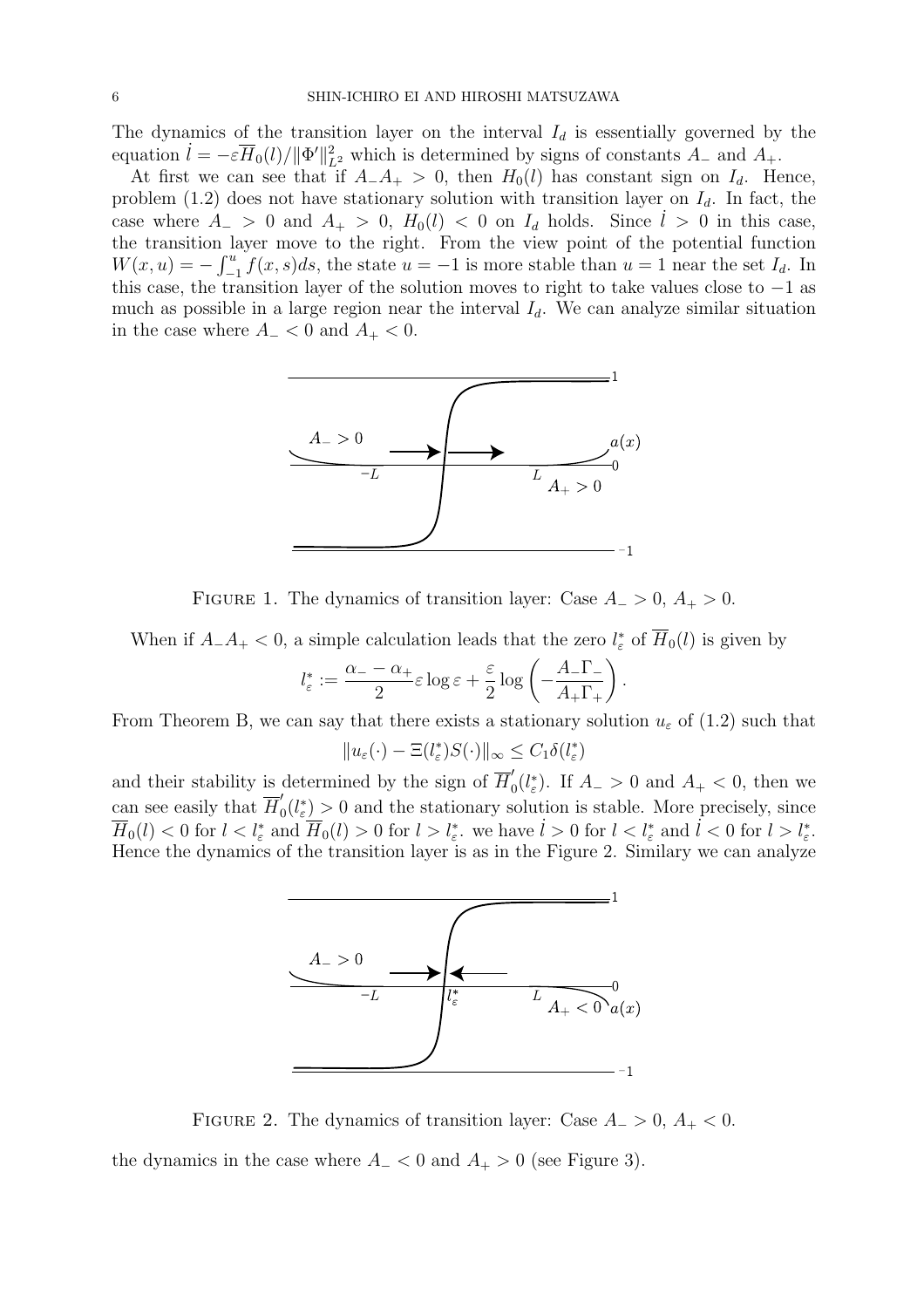The dynamics of the transition layer on the interval $I_d$ is essentially governed by the equation $\dot{l} = -\varepsilon \overline{H}_0(l)/\|\Phi'\|_{L^2}^2$ which is determined by signs of constants $A_-$ and $A_+$.

At first we can see that if $A_- A_+ > 0$, then $H_0(l)$ has constant sign on $I_d$. Hence, problem (1.2) does not have stationary solution with transition layer on $I_d$. In fact, the case where $A_- > 0$ and $A_+ > 0$, $H_0(l) < 0$ on $I_d$ holds. Since $\dot{l} > 0$ in this case, the transition layer move to the right. From the view point of the potential function $W(x,u) = -\int_{-1}^{u} f(x,s)ds$, the state $u = -1$ is more stable than $u = 1$ near the set $I_d$. In this case, the transition layer of the solution moves to right to take values close to $-1$ as much as possible in a large region near the interval $I_d$. We can analyze similar situation in the case where $A_- < 0$ and $A_+ < 0$.

FIGURE 1. The dynamics of transition layer: Case $A_- > 0$, $A_+ > 0$.

When if $A_- A_+ < 0$, a simple calculation leads that the zero $l_\varepsilon^*$ of $\overline{H}_0(l)$ is given by

$$l_\varepsilon^* := \frac{\alpha_- - \alpha_+}{2} \varepsilon \log \varepsilon + \frac{\varepsilon}{2} \log \left( -\frac{A_- \Gamma_-}{A_+ \Gamma_+} \right).$$

From Theorem B, we can say that there exists a stationary solution $u_\varepsilon$ of (1.2) such that

$$\|u_\varepsilon(\cdot) - \Xi(l_\varepsilon^*) S(\cdot)\|_\infty \le C_1 \delta(l_\varepsilon^*)$$

and their stability is determined by the sign of $\overline{H}_0'(l_\varepsilon^*)$. If $A_- > 0$ and $A_+ < 0$, then we can see easily that $\overline{H}_0'(l_\varepsilon^*) > 0$ and the stationary solution is stable. More precisely, since $\overline{H}_0(l) < 0$ for $l < l_\varepsilon^*$ and $\overline{H}_0(l) > 0$ for $l > l_\varepsilon^*$. we have $\dot{l} > 0$ for $l < l_\varepsilon^*$ and $\dot{l} < 0$ for $l > l_\varepsilon^*$. Hence the dynamics of the transition layer is as in the Figure 2. Similary we can analyze the dynamics in the case where $A_- < 0$ and $A_+ > 0$ (see Figure 3).

FIGURE 2. The dynamics of transition layer: Case $A_- > 0$, $A_+ < 0$.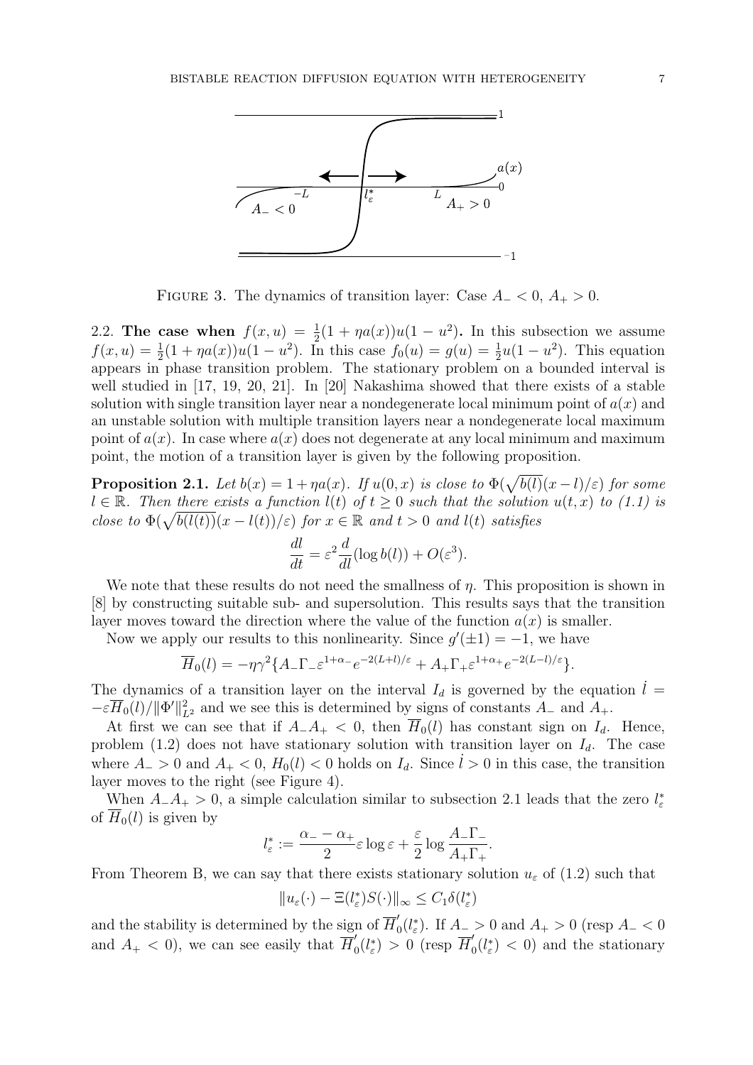FIGURE 3. The dynamics of transition layer: Case $A_- < 0$, $A_+ > 0$.

2.2. **The case when** $f(x,u) = \frac{1}{2}(1+\eta a(x))u(1-u^2)$**.** In this subsection we assume $f(x,u) = \frac{1}{2}(1+\eta a(x))u(1-u^2)$. In this case $f_0(u) = g(u) = \frac{1}{2}u(1-u^2)$. This equation appears in phase transition problem. The stationary problem on a bounded interval is well studied in [17, 19, 20, 21]. In [20] Nakashima showed that there exists of a stable solution with single transition layer near a nondegenerate local minimum point of $a(x)$ and an unstable solution with multiple transition layers near a nondegenerate local maximum point of $a(x)$. In case where $a(x)$ does not degenerate at any local minimum and maximum point, the motion of a transition layer is given by the following proposition.

**Proposition 2.1.** *Let $b(x) = 1+\eta a(x)$. If $u(0,x)$ is close to $\Phi(\sqrt{b(l)}(x-l)/\varepsilon)$ for some $l \in \mathbb{R}$. Then there exists a function $l(t)$ of $t \geq 0$ such that the solution $u(t,x)$ to (1.1) is close to $\Phi(\sqrt{b(l(t))}(x-l(t))/\varepsilon)$ for $x \in \mathbb{R}$ and $t > 0$ and $l(t)$ satisfies*

$$\frac{dl}{dt} = \varepsilon^2 \frac{d}{dl}(\log b(l)) + O(\varepsilon^3).$$

We note that these results do not need the smallness of $\eta$. This proposition is shown in [8] by constructing suitable sub- and supersolution. This results says that the transition layer moves toward the direction where the value of the function $a(x)$ is smaller.

Now we apply our results to this nonlinearity. Since $g'(\pm 1) = -1$, we have

$$\overline{H}_0(l) = -\eta\gamma^2\{A_-\Gamma_-\varepsilon^{1+\alpha_-}e^{-2(L+l)/\varepsilon} + A_+\Gamma_+\varepsilon^{1+\alpha_+}e^{-2(L-l)/\varepsilon}\}.$$

The dynamics of a transition layer on the interval $I_d$ is governed by the equation $\dot{l} = -\varepsilon\overline{H}_0(l)/\|\Phi'\|_{L^2}^2$ and we see this is determined by signs of constants $A_-$ and $A_+$.

At first we can see that if $A_-A_+ < 0$, then $\overline{H}_0(l)$ has constant sign on $I_d$. Hence, problem (1.2) does not have stationary solution with transition layer on $I_d$. The case where $A_- > 0$ and $A_+ < 0$, $H_0(l) < 0$ holds on $I_d$. Since $\dot{l} > 0$ in this case, the transition layer moves to the right (see Figure 4).

When $A_-A_+ > 0$, a simple calculation similar to subsection 2.1 leads that the zero $l_\varepsilon^*$ of $\overline{H}_0(l)$ is given by

$$l_\varepsilon^* := \frac{\alpha_- - \alpha_+}{2}\varepsilon\log\varepsilon + \frac{\varepsilon}{2}\log\frac{A_-\Gamma_-}{A_+\Gamma_+}.$$

From Theorem B, we can say that there exists stationary solution $u_\varepsilon$ of (1.2) such that

$$\|u_\varepsilon(\cdot) - \Xi(l_\varepsilon^*)S(\cdot)\|_\infty \leq C_1\delta(l_\varepsilon^*)$$

and the stability is determined by the sign of $\overline{H}_0'(l_\varepsilon^*)$. If $A_- > 0$ and $A_+ > 0$ (resp $A_- < 0$ and $A_+ < 0$), we can see easily that $\overline{H}_0'(l_\varepsilon^*) > 0$ (resp $\overline{H}_0'(l_\varepsilon^*) < 0$) and the stationary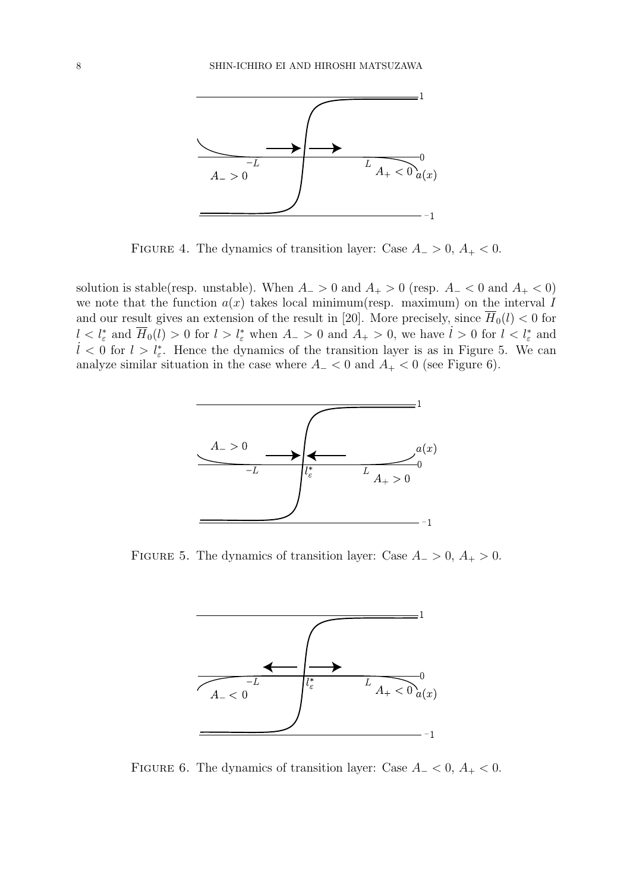FIGURE 4. The dynamics of transition layer: Case $A_- > 0$, $A_+ < 0$.

solution is stable(resp. unstable). When $A_- > 0$ and $A_+ > 0$ (resp. $A_- < 0$ and $A_+ < 0$) we note that the function $a(x)$ takes local minimum(resp. maximum) on the interval $I$ and our result gives an extension of the result in [20]. More precisely, since $\overline{H}_0(l) < 0$ for $l < l^*_\varepsilon$ and $\overline{H}_0(l) > 0$ for $l > l^*_\varepsilon$ when $A_- > 0$ and $A_+ > 0$, we have $\dot{l} > 0$ for $l < l^*_\varepsilon$ and $\dot{l} < 0$ for $l > l^*_\varepsilon$. Hence the dynamics of the transition layer is as in Figure 5. We can analyze similar situation in the case where $A_- < 0$ and $A_+ < 0$ (see Figure 6).

FIGURE 5. The dynamics of transition layer: Case $A_- > 0$, $A_+ > 0$.

FIGURE 6. The dynamics of transition layer: Case $A_- < 0$, $A_+ < 0$.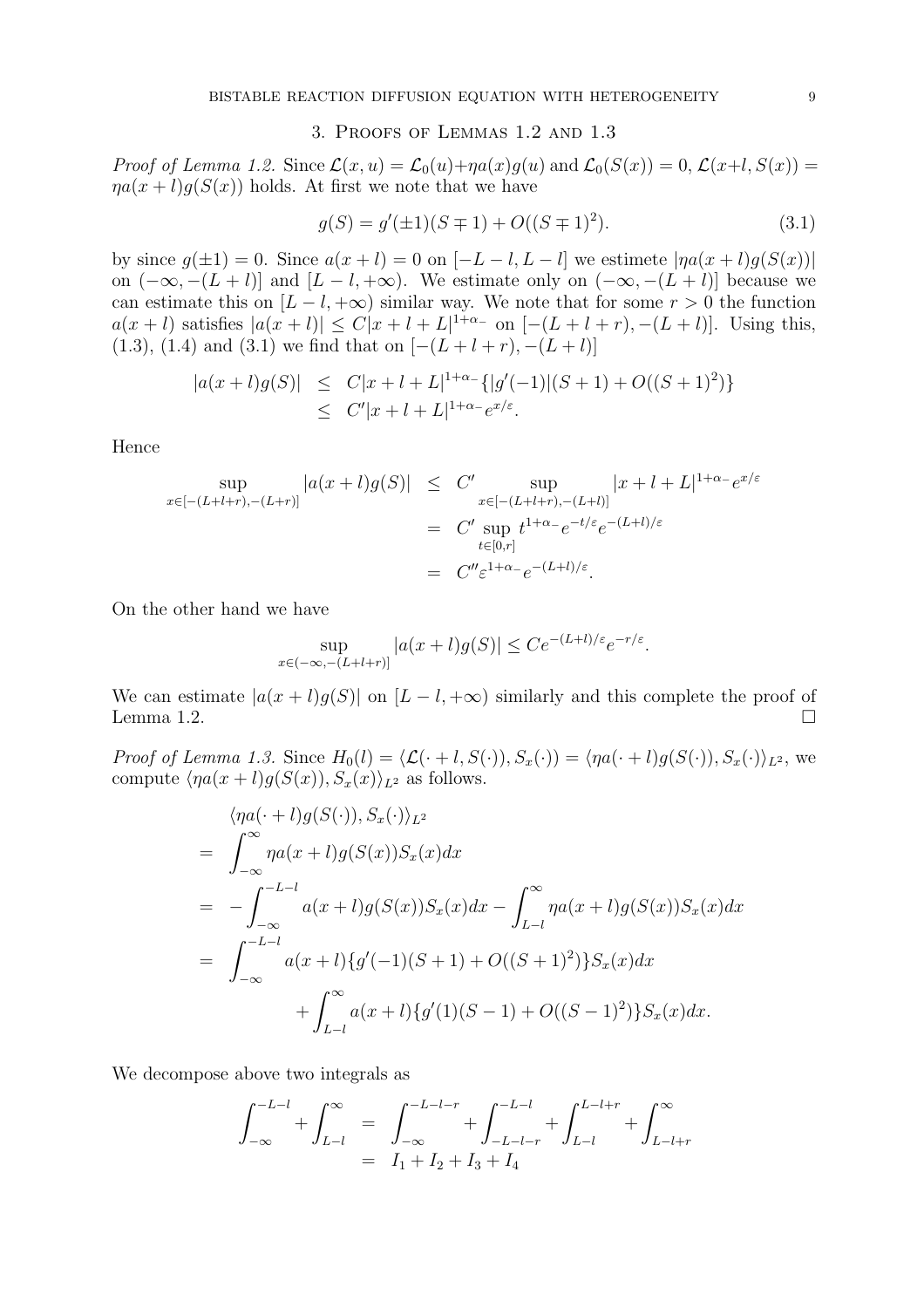## 3. Proofs of Lemmas 1.2 and 1.3

*Proof of Lemma 1.2.* Since $\mathcal{L}(x,u) = \mathcal{L}_0(u) + \eta a(x) g(u)$ and $\mathcal{L}_0(S(x)) = 0$, $\mathcal{L}(x+l, S(x)) = \eta a(x+l) g(S(x))$ holds. At first we note that we have

$$g(S) = g'(\pm 1)(S \mp 1) + O((S \mp 1)^2). \tag{3.1}$$

by since $g(\pm 1) = 0$. Since $a(x+l) = 0$ on $[-L-l, L-l]$ we estimete $|\eta a(x+l) g(S(x))|$ on $(-\infty, -(L+l)]$ and $[L-l, +\infty)$. We estimate only on $(-\infty, -(L+l)]$ because we can estimate this on $[L-l, +\infty)$ similar way. We note that for some $r > 0$ the function $a(x+l)$ satisfies $|a(x+l)| \leq C|x+l+L|^{1+\alpha_-}$ on $[-(L+l+r), -(L+l)]$. Using this, (1.3), (1.4) and (3.1) we find that on $[-(L+l+r), -(L+l)]$

$$\begin{aligned} |a(x+l)g(S)| &\leq C|x+l+L|^{1+\alpha_-}\{|g'(-1)|(S+1) + O((S+1)^2)\} \\ &\leq C'|x+l+L|^{1+\alpha_-} e^{x/\varepsilon}. \end{aligned}$$

Hence

$$\begin{aligned} \sup_{x \in [-(L+l+r), -(L+r)]} |a(x+l)g(S)| &\leq C' \sup_{x \in [-(L+l+r), -(L+l)]} |x+l+L|^{1+\alpha_-} e^{x/\varepsilon} \\ &= C' \sup_{t \in [0,r]} t^{1+\alpha_-} e^{-t/\varepsilon} e^{-(L+l)/\varepsilon} \\ &= C'' \varepsilon^{1+\alpha_-} e^{-(L+l)/\varepsilon}. \end{aligned}$$

On the other hand we have

$$\sup_{x \in (-\infty, -(L+l+r)]} |a(x+l)g(S)| \leq C e^{-(L+l)/\varepsilon} e^{-r/\varepsilon}.$$

We can estimate $|a(x+l)g(S)|$ on $[L-l, +\infty)$ similarly and this complete the proof of Lemma 1.2. □

*Proof of Lemma 1.3.* Since $H_0(l) = \langle \mathcal{L}(\cdot + l, S(\cdot)), S_x(\cdot) \rangle = \langle \eta a(\cdot + l) g(S(\cdot)), S_x(\cdot) \rangle_{L^2}$, we compute $\langle \eta a(x+l) g(S(x)), S_x(x) \rangle_{L^2}$ as follows.

$$\begin{aligned} &\langle \eta a(\cdot + l) g(S(\cdot)), S_x(\cdot) \rangle_{L^2} \\ = &\int_{-\infty}^{\infty} \eta a(x+l) g(S(x)) S_x(x) dx \\ = &-\int_{-\infty}^{-L-l} a(x+l) g(S(x)) S_x(x) dx - \int_{L-l}^{\infty} \eta a(x+l) g(S(x)) S_x(x) dx \\ = &\int_{-\infty}^{-L-l} a(x+l)\{g'(-1)(S+1) + O((S+1)^2)\} S_x(x) dx \\ &\qquad + \int_{L-l}^{\infty} a(x+l)\{g'(1)(S-1) + O((S-1)^2)\} S_x(x) dx. \end{aligned}$$

We decompose above two integrals as

$$\begin{aligned} \int_{-\infty}^{-L-l} + \int_{L-l}^{\infty} &= \int_{-\infty}^{-L-l-r} + \int_{-L-l-r}^{-L-l} + \int_{L-l}^{L-l+r} + \int_{L-l+r}^{\infty} \\ &= I_1 + I_2 + I_3 + I_4 \end{aligned}$$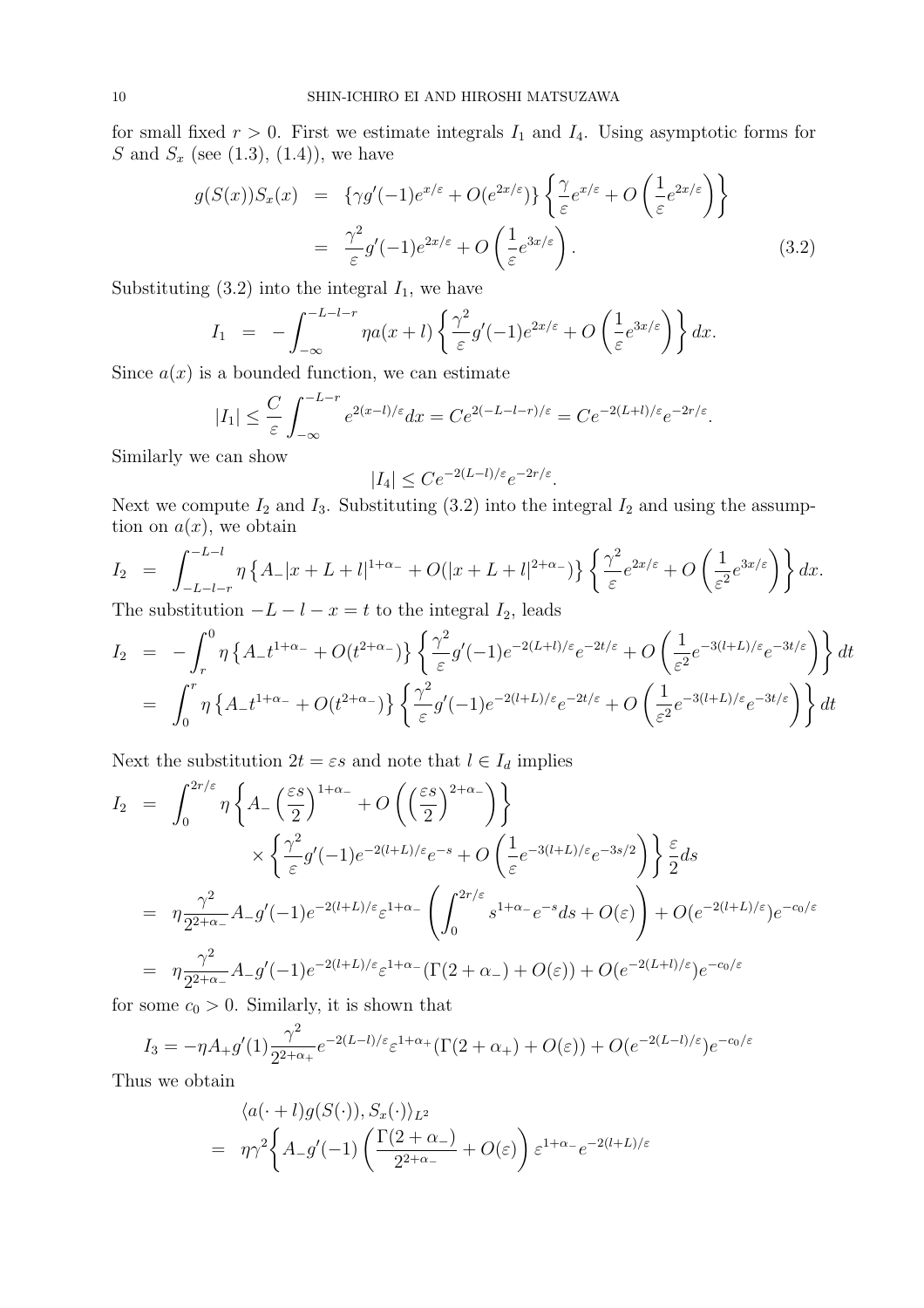for small fixed $r > 0$. First we estimate integrals $I_1$ and $I_4$. Using asymptotic forms for $S$ and $S_x$ (see (1.3), (1.4)), we have

$$
\begin{aligned}
g(S(x))S_x(x) &= \{\gamma g'(-1)e^{x/\varepsilon} + O(e^{2x/\varepsilon})\}\left\{\frac{\gamma}{\varepsilon}e^{x/\varepsilon} + O\left(\frac{1}{\varepsilon}e^{2x/\varepsilon}\right)\right\} \\
&= \frac{\gamma^2}{\varepsilon}g'(-1)e^{2x/\varepsilon} + O\left(\frac{1}{\varepsilon}e^{3x/\varepsilon}\right). \qquad (3.2)
\end{aligned}
$$

Substituting (3.2) into the integral $I_1$, we have

$$
I_1 = -\int_{-\infty}^{-L-l-r} \eta a(x+l)\left\{\frac{\gamma^2}{\varepsilon}g'(-1)e^{2x/\varepsilon} + O\left(\frac{1}{\varepsilon}e^{3x/\varepsilon}\right)\right\}dx.
$$

Since $a(x)$ is a bounded function, we can estimate

$$
|I_1| \le \frac{C}{\varepsilon}\int_{-\infty}^{-L-r} e^{2(x-l)/\varepsilon}dx = Ce^{2(-L-l-r)/\varepsilon} = Ce^{-2(L+l)/\varepsilon}e^{-2r/\varepsilon}.
$$

Similarly we can show

$$
|I_4| \le Ce^{-2(L-l)/\varepsilon}e^{-2r/\varepsilon}.
$$

Next we compute $I_2$ and $I_3$. Substituting (3.2) into the integral $I_2$ and using the assumption on $a(x)$, we obtain

$$
I_2 = \int_{-L-l-r}^{-L-l} \eta\left\{A_-|x+L+l|^{1+\alpha_-} + O(|x+L+l|^{2+\alpha_-})\right\}\left\{\frac{\gamma^2}{\varepsilon}e^{2x/\varepsilon} + O\left(\frac{1}{\varepsilon^2}e^{3x/\varepsilon}\right)\right\}dx.
$$

The substitution $-L-l-x = t$ to the integral $I_2$, leads

$$
\begin{aligned}
I_2 &= -\int_r^0 \eta\left\{A_-t^{1+\alpha_-} + O(t^{2+\alpha_-})\right\}\left\{\frac{\gamma^2}{\varepsilon}g'(-1)e^{-2(L+l)/\varepsilon}e^{-2t/\varepsilon} + O\left(\frac{1}{\varepsilon^2}e^{-3(l+L)/\varepsilon}e^{-3t/\varepsilon}\right)\right\}dt \\
&= \int_0^r \eta\left\{A_-t^{1+\alpha_-} + O(t^{2+\alpha_-})\right\}\left\{\frac{\gamma^2}{\varepsilon}g'(-1)e^{-2(l+L)/\varepsilon}e^{-2t/\varepsilon} + O\left(\frac{1}{\varepsilon^2}e^{-3(l+L)/\varepsilon}e^{-3t/\varepsilon}\right)\right\}dt
\end{aligned}
$$

Next the substitution $2t = \varepsilon s$ and note that $l \in I_d$ implies

$$
\begin{aligned}
I_2 &= \int_0^{2r/\varepsilon} \eta\left\{A_-\left(\frac{\varepsilon s}{2}\right)^{1+\alpha_-} + O\left(\left(\frac{\varepsilon s}{2}\right)^{2+\alpha_-}\right)\right\} \\
&\qquad \times\left\{\frac{\gamma^2}{\varepsilon}g'(-1)e^{-2(l+L)/\varepsilon}e^{-s} + O\left(\frac{1}{\varepsilon}e^{-3(l+L)/\varepsilon}e^{-3s/2}\right)\right\}\frac{\varepsilon}{2}ds \\
&= \eta\frac{\gamma^2}{2^{2+\alpha_-}}A_-g'(-1)e^{-2(l+L)/\varepsilon}\varepsilon^{1+\alpha_-}\left(\int_0^{2r/\varepsilon} s^{1+\alpha_-}e^{-s}ds + O(\varepsilon)\right) + O(e^{-2(l+L)/\varepsilon})e^{-c_0/\varepsilon} \\
&= \eta\frac{\gamma^2}{2^{2+\alpha_-}}A_-g'(-1)e^{-2(l+L)/\varepsilon}\varepsilon^{1+\alpha_-}(\Gamma(2+\alpha_-) + O(\varepsilon)) + O(e^{-2(L+l)/\varepsilon})e^{-c_0/\varepsilon}
\end{aligned}
$$

for some $c_0 > 0$. Similarly, it is shown that

$$
I_3 = -\eta A_+g'(1)\frac{\gamma^2}{2^{2+\alpha_+}}e^{-2(L-l)/\varepsilon}\varepsilon^{1+\alpha_+}(\Gamma(2+\alpha_+) + O(\varepsilon)) + O(e^{-2(L-l)/\varepsilon})e^{-c_0/\varepsilon}
$$

Thus we obtain

$$
\begin{aligned}
&\langle a(\cdot+l)g(S(\cdot)), S_x(\cdot)\rangle_{L^2} \\
&= \eta\gamma^2\left\{A_-g'(-1)\left(\frac{\Gamma(2+\alpha_-)}{2^{2+\alpha_-}} + O(\varepsilon)\right)\varepsilon^{1+\alpha_-}e^{-2(l+L)/\varepsilon}\right.
\end{aligned}
$$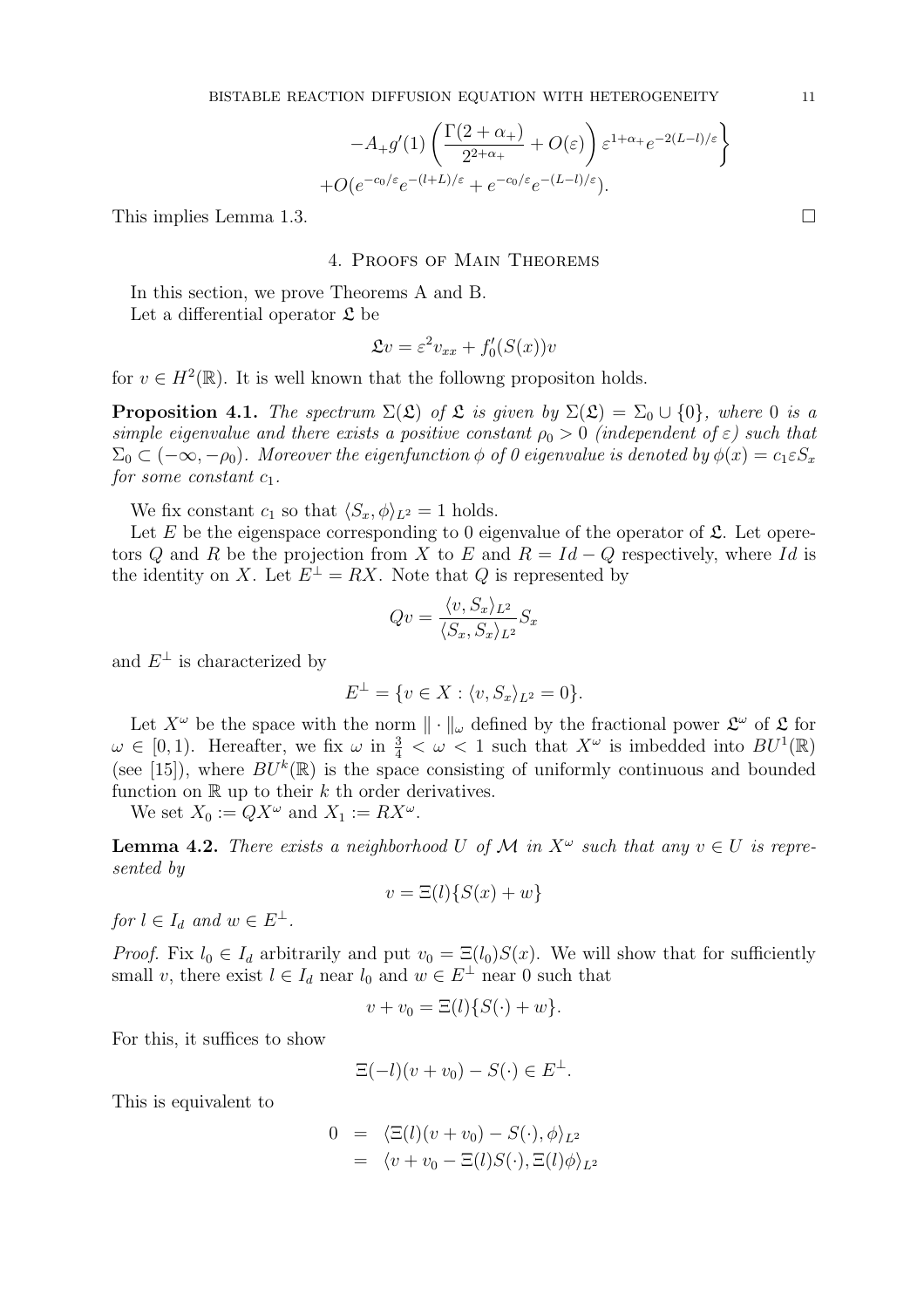$$
-A_+g'(1)\left(\frac{\Gamma(2+\alpha_+)}{2^{2+\alpha_+}}+O(\varepsilon)\right)\varepsilon^{1+\alpha_+}e^{-2(L-l)/\varepsilon}\Bigg\}
$$

$$
+O(e^{-c_0/\varepsilon}e^{-(l+L)/\varepsilon}+e^{-c_0/\varepsilon}e^{-(L-l)/\varepsilon}).
$$

This implies Lemma 1.3. $\square$

## 4. Proofs of Main Theorems

In this section, we prove Theorems A and B.

Let a differential operator $\mathfrak{L}$ be

$$
\mathfrak{L}v=\varepsilon^2 v_{xx}+f_0'(S(x))v
$$

for $v\in H^2(\mathbb{R})$. It is well known that the followng propositon holds.

**Proposition 4.1.** *The spectrum $\Sigma(\mathfrak{L})$ of $\mathfrak{L}$ is given by $\Sigma(\mathfrak{L})=\Sigma_0\cup\{0\}$, where 0 is a simple eigenvalue and there exists a positive constant $\rho_0>0$ (independent of $\varepsilon$) such that $\Sigma_0\subset(-\infty,-\rho_0)$. Moreover the eigenfunction $\phi$ of 0 eigenvalue is denoted by $\phi(x)=c_1\varepsilon S_x$ for some constant $c_1$.*

We fix constant $c_1$ so that $\langle S_x,\phi\rangle_{L^2}=1$ holds.

Let $E$ be the eigenspace corresponding to 0 eigenvalue of the operator of $\mathfrak{L}$. Let operetors $Q$ and $R$ be the projection from $X$ to $E$ and $R=Id-Q$ respectively, where $Id$ is the identity on $X$. Let $E^\perp=RX$. Note that $Q$ is represented by

$$
Qv=\frac{\langle v,S_x\rangle_{L^2}}{\langle S_x,S_x\rangle_{L^2}}S_x
$$

and $E^\perp$ is characterized by

$$
E^\perp=\{v\in X:\langle v,S_x\rangle_{L^2}=0\}.
$$

Let $X^\omega$ be the space with the norm $\|\cdot\|_\omega$ defined by the fractional power $\mathfrak{L}^\omega$ of $\mathfrak{L}$ for $\omega\in[0,1)$. Hereafter, we fix $\omega$ in $\frac{3}{4}<\omega<1$ such that $X^\omega$ is imbedded into $BU^1(\mathbb{R})$ (see [15]), where $BU^k(\mathbb{R})$ is the space consisting of uniformly continuous and bounded function on $\mathbb{R}$ up to their $k$ th order derivatives.

We set $X_0:=QX^\omega$ and $X_1:=RX^\omega$.

**Lemma 4.2.** *There exists a neighborhood $U$ of $\mathcal{M}$ in $X^\omega$ such that any $v\in U$ is represented by*

$$
v=\Xi(l)\{S(x)+w\}
$$

*for $l\in I_d$ and $w\in E^\perp$.*

*Proof.* Fix $l_0\in I_d$ arbitrarily and put $v_0=\Xi(l_0)S(x)$. We will show that for sufficiently small $v$, there exist $l\in I_d$ near $l_0$ and $w\in E^\perp$ near 0 such that

$$
v+v_0=\Xi(l)\{S(\cdot)+w\}.
$$

For this, it suffices to show

$$
\Xi(-l)(v+v_0)-S(\cdot)\in E^\perp.
$$

This is equivalent to

$$
\begin{aligned}
0&=\langle\Xi(l)(v+v_0)-S(\cdot),\phi\rangle_{L^2}\\
&=\langle v+v_0-\Xi(l)S(\cdot),\Xi(l)\phi\rangle_{L^2}
\end{aligned}
$$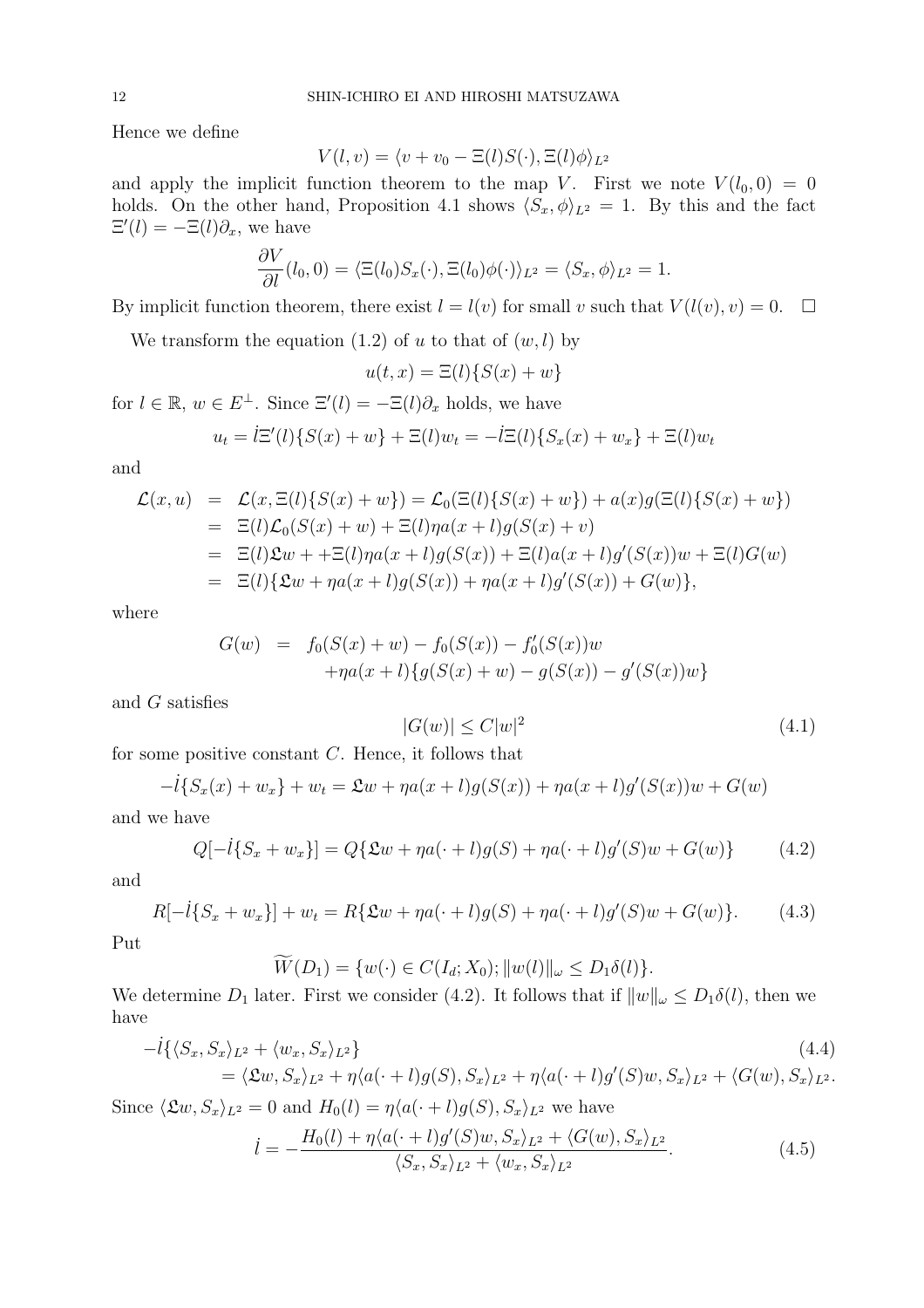Hence we define

$$V(l,v) = \langle v + v_0 - \Xi(l)S(\cdot), \Xi(l)\phi\rangle_{L^2}$$

and apply the implicit function theorem to the map $V$. First we note $V(l_0, 0) = 0$ holds. On the other hand, Proposition 4.1 shows $\langle S_x, \phi\rangle_{L^2} = 1$. By this and the fact $\Xi'(l) = -\Xi(l)\partial_x$, we have

$$\frac{\partial V}{\partial l}(l_0, 0) = \langle \Xi(l_0)S_x(\cdot), \Xi(l_0)\phi(\cdot)\rangle_{L^2} = \langle S_x, \phi\rangle_{L^2} = 1.$$

By implicit function theorem, there exist $l = l(v)$ for small $v$ such that $V(l(v), v) = 0$. $\square$

We transform the equation (1.2) of $u$ to that of $(w, l)$ by

$$u(t,x) = \Xi(l)\{S(x) + w\}$$

for $l \in \mathbb{R}$, $w \in E^{\perp}$. Since $\Xi'(l) = -\Xi(l)\partial_x$ holds, we have

$$u_t = \dot{l}\Xi'(l)\{S(x) + w\} + \Xi(l)w_t = -\dot{l}\Xi(l)\{S_x(x) + w_x\} + \Xi(l)w_t$$

and

$$\begin{aligned}
\mathcal{L}(x,u) &= \mathcal{L}(x, \Xi(l)\{S(x)+w\}) = \mathcal{L}_0(\Xi(l)\{S(x)+w\}) + a(x)g(\Xi(l)\{S(x)+w\}) \\
&= \Xi(l)\mathcal{L}_0(S(x)+w) + \Xi(l)\eta a(x+l)g(S(x)+v) \\
&= \Xi(l)\mathfrak{L}w + +\Xi(l)\eta a(x+l)g(S(x)) + \Xi(l)a(x+l)g'(S(x))w + \Xi(l)G(w) \\
&= \Xi(l)\{\mathfrak{L}w + \eta a(x+l)g(S(x)) + \eta a(x+l)g'(S(x)) + G(w)\},
\end{aligned}$$

where

$$\begin{aligned}
G(w) &= f_0(S(x)+w) - f_0(S(x)) - f_0'(S(x))w \\
&\quad + \eta a(x+l)\{g(S(x)+w) - g(S(x)) - g'(S(x))w\}
\end{aligned}$$

and $G$ satisfies

$$|G(w)| \le C|w|^2 \tag{4.1}$$

for some positive constant $C$. Hence, it follows that

$$-\dot{l}\{S_x(x) + w_x\} + w_t = \mathfrak{L}w + \eta a(x+l)g(S(x)) + \eta a(x+l)g'(S(x))w + G(w)$$

and we have

$$Q[-\dot{l}\{S_x + w_x\}] = Q\{\mathfrak{L}w + \eta a(\cdot + l)g(S) + \eta a(\cdot + l)g'(S)w + G(w)\} \tag{4.2}$$

and

$$R[-\dot{l}\{S_x + w_x\}] + w_t = R\{\mathfrak{L}w + \eta a(\cdot + l)g(S) + \eta a(\cdot + l)g'(S)w + G(w)\}. \tag{4.3}$$

Put

$$\widetilde{W}(D_1) = \{w(\cdot) \in C(I_d; X_0); \|w(l)\|_\omega \le D_1\delta(l)\}.$$

We determine $D_1$ later. First we consider (4.2). It follows that if $\|w\|_\omega \le D_1\delta(l)$, then we have

$$\begin{aligned}
&-\dot{l}\{\langle S_x, S_x\rangle_{L^2} + \langle w_x, S_x\rangle_{L^2}\} \qquad (4.4)\\
&\quad = \langle \mathfrak{L}w, S_x\rangle_{L^2} + \eta\langle a(\cdot + l)g(S), S_x\rangle_{L^2} + \eta\langle a(\cdot + l)g'(S)w, S_x\rangle_{L^2} + \langle G(w), S_x\rangle_{L^2}.
\end{aligned}$$

Since $\langle \mathfrak{L}w, S_x\rangle_{L^2} = 0$ and $H_0(l) = \eta\langle a(\cdot + l)g(S), S_x\rangle_{L^2}$ we have

$$\dot{l} = -\frac{H_0(l) + \eta\langle a(\cdot + l)g'(S)w, S_x\rangle_{L^2} + \langle G(w), S_x\rangle_{L^2}}{\langle S_x, S_x\rangle_{L^2} + \langle w_x, S_x\rangle_{L^2}}. \tag{4.5}$$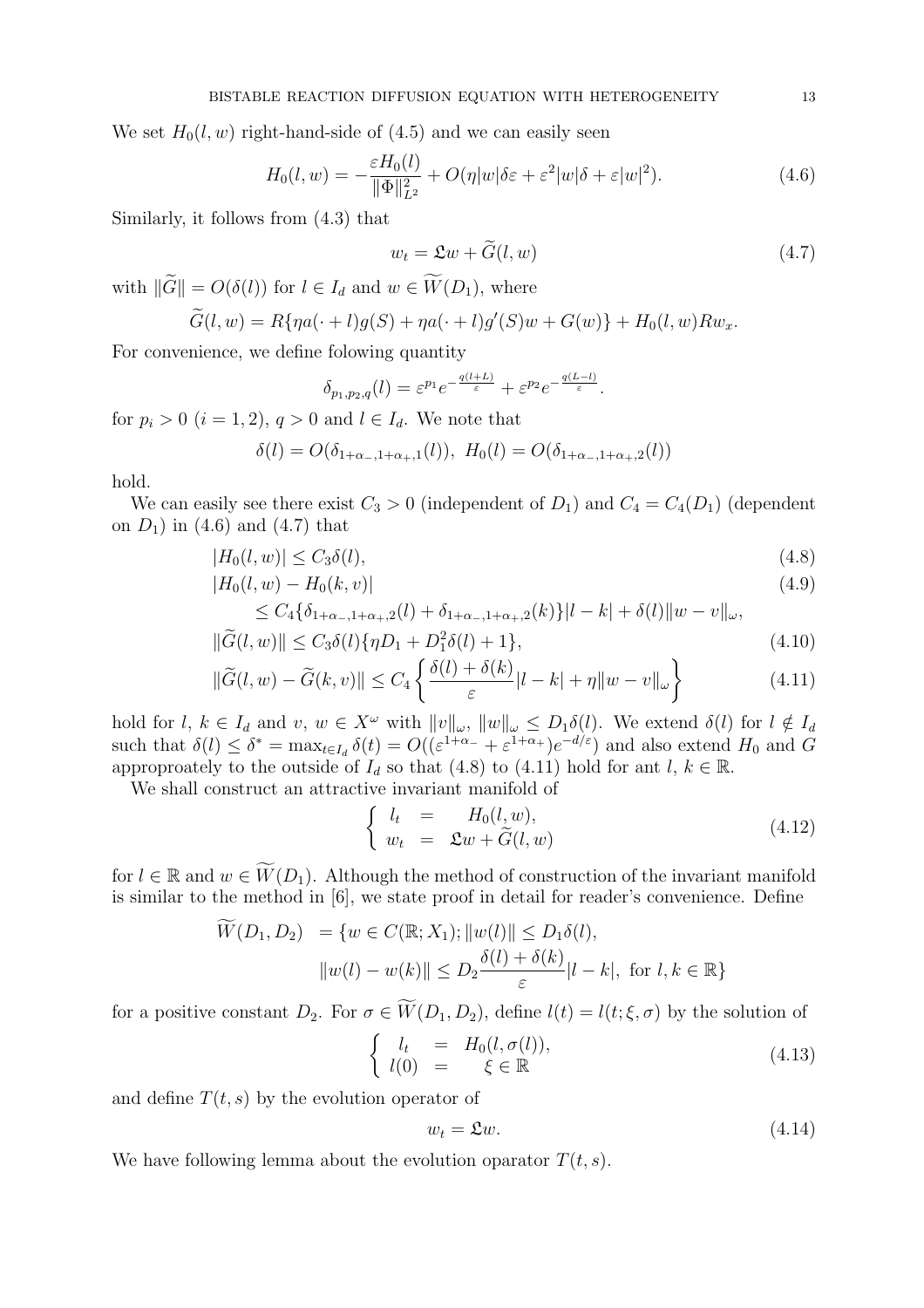We set $H_0(l, w)$ right-hand-side of (4.5) and we can easily seen

$$H_0(l, w) = -\frac{\varepsilon H_0(l)}{\|\Phi\|_{L^2}^2} + O(\eta|w|\delta\varepsilon + \varepsilon^2|w|\delta + \varepsilon|w|^2). \tag{4.6}$$

Similarly, it follows from (4.3) that

$$w_t = \mathfrak{L}w + \widetilde{G}(l, w) \tag{4.7}$$

with $\|\widetilde{G}\| = O(\delta(l))$ for $l \in I_d$ and $w \in \widetilde{W}(D_1)$, where

$$\widetilde{G}(l, w) = R\{\eta a(\cdot + l)g(S) + \eta a(\cdot + l)g'(S)w + G(w)\} + H_0(l, w)Rw_x.$$

For convenience, we define folowing quantity

$$\delta_{p_1,p_2,q}(l) = \varepsilon^{p_1} e^{-\frac{q(l+L)}{\varepsilon}} + \varepsilon^{p_2} e^{-\frac{q(L-l)}{\varepsilon}}.$$

for $p_i > 0$ $(i = 1, 2)$, $q > 0$ and $l \in I_d$. We note that

$$\delta(l) = O(\delta_{1+\alpha_-,1+\alpha_+,1}(l)),\ H_0(l) = O(\delta_{1+\alpha_-,1+\alpha_+,2}(l))$$

hold.

We can easily see there exist $C_3 > 0$ (independent of $D_1$) and $C_4 = C_4(D_1)$ (dependent on $D_1$) in (4.6) and (4.7) that

$$|H_0(l, w)| \le C_3\delta(l), \tag{4.8}$$

$$|H_0(l, w) - H_0(k, v)| \tag{4.9}$$
$$\le C_4\{\delta_{1+\alpha_-,1+\alpha_+,2}(l) + \delta_{1+\alpha_-,1+\alpha_+,2}(k)\}|l - k| + \delta(l)\|w - v\|_\omega,$$

$$\|\widetilde{G}(l, w)\| \le C_3\delta(l)\{\eta D_1 + D_1^2\delta(l) + 1\}, \tag{4.10}$$

$$\|\widetilde{G}(l, w) - \widetilde{G}(k, v)\| \le C_4\left\{\frac{\delta(l) + \delta(k)}{\varepsilon}|l - k| + \eta\|w - v\|_\omega\right\} \tag{4.11}$$

hold for $l$, $k \in I_d$ and $v$, $w \in X^\omega$ with $\|v\|_\omega$, $\|w\|_\omega \le D_1\delta(l)$. We extend $\delta(l)$ for $l \notin I_d$ such that $\delta(l) \le \delta^* = \max_{t\in I_d}\delta(t) = O((\varepsilon^{1+\alpha_-} + \varepsilon^{1+\alpha_+})e^{-d/\varepsilon})$ and also extend $H_0$ and $G$ approproately to the outside of $I_d$ so that (4.8) to (4.11) hold for ant $l$, $k \in \mathbb{R}$.

We shall construct an attractive invariant manifold of

$$\left\{\begin{array}{rcl} l_t & = & H_0(l, w), \\ w_t & = & \mathfrak{L}w + \widetilde{G}(l, w) \end{array}\right. \tag{4.12}$$

for $l \in \mathbb{R}$ and $w \in \widetilde{W}(D_1)$. Although the method of construction of the invariant manifold is similar to the method in [6], we state proof in detail for reader's convenience. Define

$$\begin{aligned}\widetilde{W}(D_1, D_2)\ &= \{w \in C(\mathbb{R}; X_1); \|w(l)\| \le D_1\delta(l), \\ &\quad \|w(l) - w(k)\| \le D_2\frac{\delta(l) + \delta(k)}{\varepsilon}|l - k|,\ \text{for}\ l, k \in \mathbb{R}\}\end{aligned}$$

for a positive constant $D_2$. For $\sigma \in \widetilde{W}(D_1, D_2)$, define $l(t) = l(t; \xi, \sigma)$ by the solution of

$$\left\{\begin{array}{rcl} l_t & = & H_0(l, \sigma(l)), \\ l(0) & = & \xi \in \mathbb{R} \end{array}\right. \tag{4.13}$$

and define $T(t, s)$ by the evolution operator of

$$w_t = \mathfrak{L}w. \tag{4.14}$$

We have following lemma about the evolution oparator $T(t, s)$.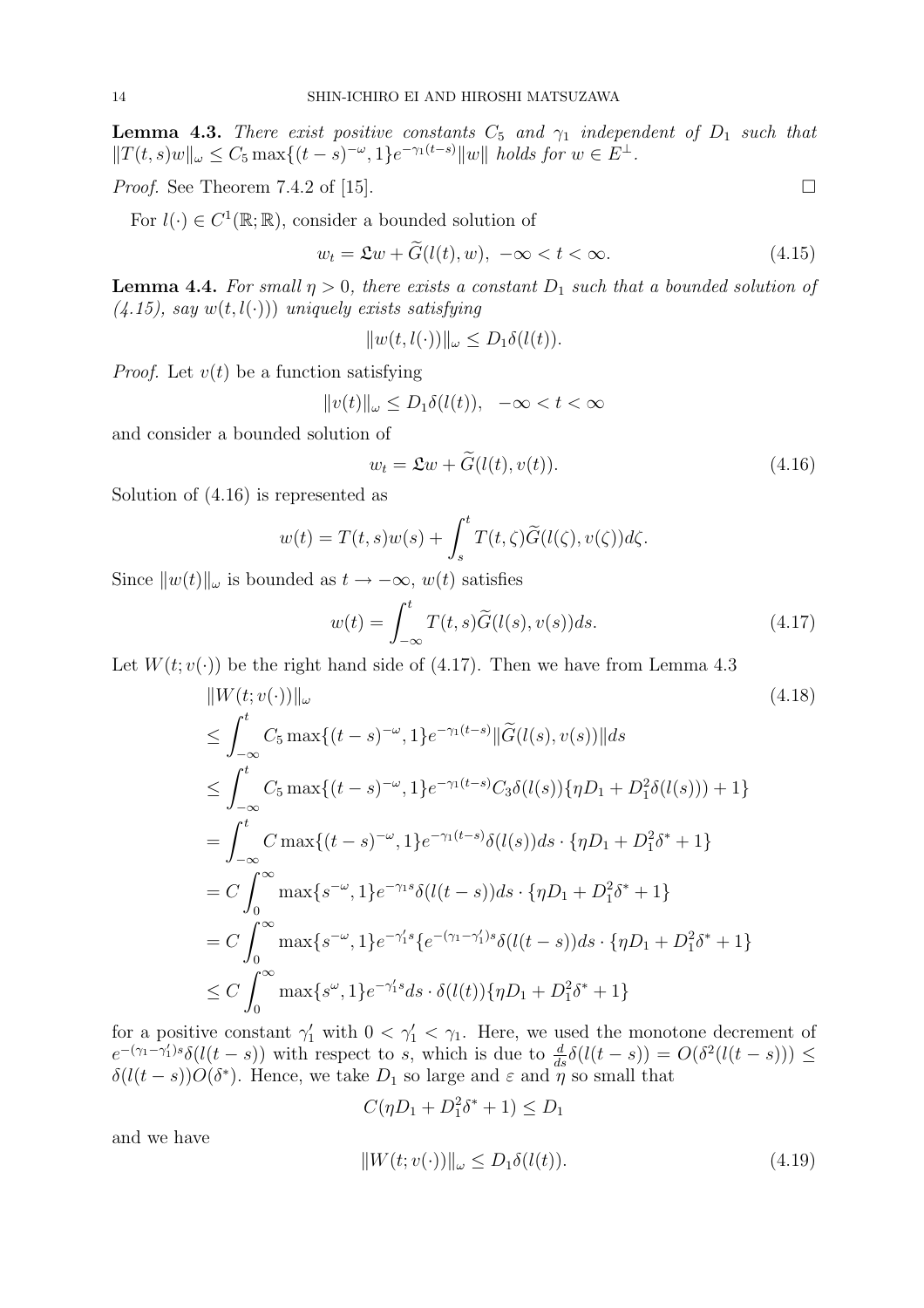**Lemma 4.3.** *There exist positive constants $C_5$ and $\gamma_1$ independent of $D_1$ such that $\|T(t,s)w\|_\omega \le C_5 \max\{(t-s)^{-\omega}, 1\}e^{-\gamma_1(t-s)}\|w\|$ holds for $w \in E^\perp$.*

*Proof.* See Theorem 7.4.2 of [15]. □

For $l(\cdot) \in C^1(\mathbb{R};\mathbb{R})$, consider a bounded solution of

$$w_t = \mathfrak{L}w + \widetilde{G}(l(t), w), \ -\infty < t < \infty. \tag{4.15}$$

**Lemma 4.4.** *For small $\eta > 0$, there exists a constant $D_1$ such that a bounded solution of (4.15), say $w(t, l(\cdot))$ uniquely exists satisfying*

$$\|w(t, l(\cdot))\|_\omega \le D_1 \delta(l(t)).$$

*Proof.* Let $v(t)$ be a function satisfying

$$\|v(t)\|_\omega \le D_1\delta(l(t)), \quad -\infty < t < \infty$$

and consider a bounded solution of

$$w_t = \mathfrak{L}w + \widetilde{G}(l(t), v(t)). \tag{4.16}$$

Solution of (4.16) is represented as

$$w(t) = T(t,s)w(s) + \int_s^t T(t,\zeta)\widetilde{G}(l(\zeta), v(\zeta))d\zeta.$$

Since $\|w(t)\|_\omega$ is bounded as $t \to -\infty$, $w(t)$ satisfies

$$w(t) = \int_{-\infty}^t T(t,s)\widetilde{G}(l(s), v(s))ds. \tag{4.17}$$

Let $W(t; v(\cdot))$ be the right hand side of (4.17). Then we have from Lemma 4.3

$$\begin{aligned}
&\|W(t; v(\cdot))\|_\omega \qquad\qquad (4.18)\\
&\le \int_{-\infty}^t C_5 \max\{(t-s)^{-\omega}, 1\}e^{-\gamma_1(t-s)}\|\widetilde{G}(l(s), v(s))\|ds\\
&\le \int_{-\infty}^t C_5 \max\{(t-s)^{-\omega}, 1\}e^{-\gamma_1(t-s)}C_3\delta(l(s))\{\eta D_1 + D_1^2\delta(l(s))) + 1\}\\
&= \int_{-\infty}^t C \max\{(t-s)^{-\omega}, 1\}e^{-\gamma_1(t-s)}\delta(l(s))ds \cdot \{\eta D_1 + D_1^2\delta^* + 1\}\\
&= C\int_0^\infty \max\{s^{-\omega}, 1\}e^{-\gamma_1 s}\delta(l(t-s))ds \cdot \{\eta D_1 + D_1^2\delta^* + 1\}\\
&= C\int_0^\infty \max\{s^{-\omega}, 1\}e^{-\gamma_1' s}\{e^{-(\gamma_1-\gamma_1')s}\delta(l(t-s))ds \cdot \{\eta D_1 + D_1^2\delta^* + 1\}\\
&\le C\int_0^\infty \max\{s^{\omega}, 1\}e^{-\gamma_1' s}ds \cdot \delta(l(t))\{\eta D_1 + D_1^2\delta^* + 1\}
\end{aligned}$$

for a positive constant $\gamma_1'$ with $0 < \gamma_1' < \gamma_1$. Here, we used the monotone decrement of $e^{-(\gamma_1-\gamma_1')s}\delta(l(t-s))$ with respect to $s$, which is due to $\frac{d}{ds}\delta(l(t-s)) = O(\delta^2(l(t-s))) \le \delta(l(t-s))O(\delta^*)$. Hence, we take $D_1$ so large and $\varepsilon$ and $\eta$ so small that

$$C(\eta D_1 + D_1^2\delta^* + 1) \le D_1$$

and we have

$$\|W(t; v(\cdot))\|_\omega \le D_1\delta(l(t)). \tag{4.19}$$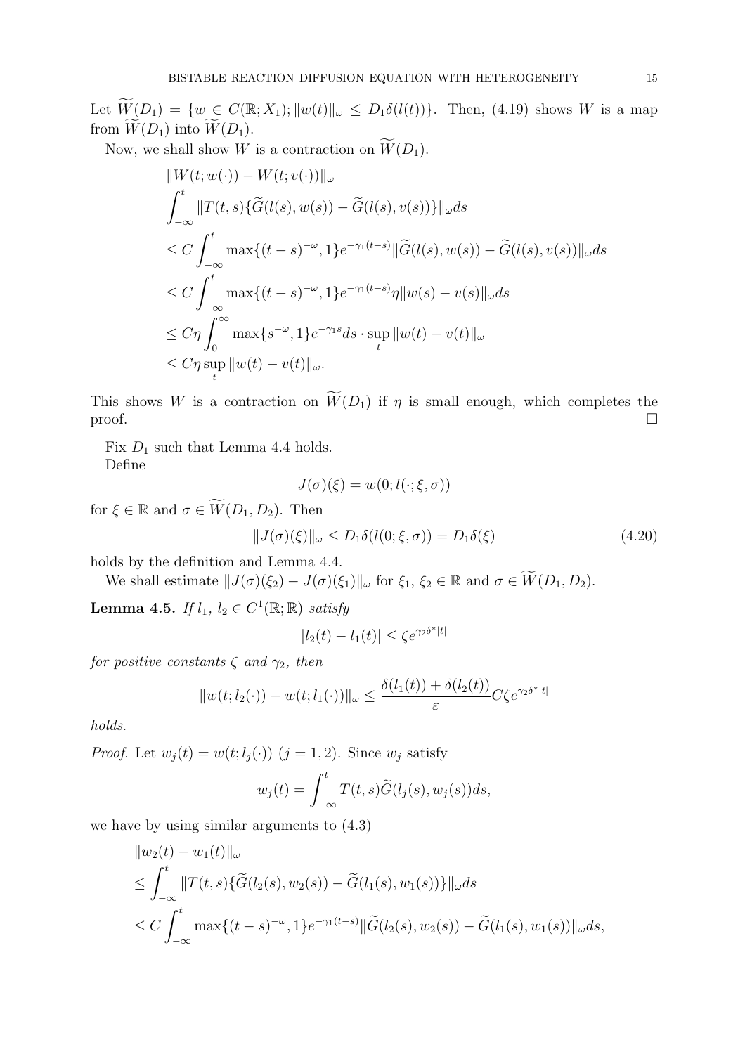Let $\widetilde{W}(D_1) = \{w \in C(\mathbb{R}; X_1); \|w(t)\|_\omega \le D_1\delta(l(t))\}$. Then, (4.19) shows $W$ is a map from $\widetilde{W}(D_1)$ into $\widetilde{W}(D_1)$.

Now, we shall show $W$ is a contraction on $\widetilde{W}(D_1)$.

$$
\begin{aligned}
&\|W(t; w(\cdot)) - W(t; v(\cdot))\|_\omega \\
&\int_{-\infty}^{t} \|T(t,s)\{\widetilde{G}(l(s), w(s)) - \widetilde{G}(l(s), v(s))\}\|_\omega ds \\
&\le C \int_{-\infty}^{t} \max\{(t-s)^{-\omega}, 1\} e^{-\gamma_1(t-s)} \|\widetilde{G}(l(s), w(s)) - \widetilde{G}(l(s), v(s))\|_\omega ds \\
&\le C \int_{-\infty}^{t} \max\{(t-s)^{-\omega}, 1\} e^{-\gamma_1(t-s)} \eta \|w(s) - v(s)\|_\omega ds \\
&\le C\eta \int_{0}^{\infty} \max\{s^{-\omega}, 1\} e^{-\gamma_1 s} ds \cdot \sup_t \|w(t) - v(t)\|_\omega \\
&\le C\eta \sup_t \|w(t) - v(t)\|_\omega.
\end{aligned}
$$

This shows $W$ is a contraction on $\widetilde{W}(D_1)$ if $\eta$ is small enough, which completes the proof. $\square$

Fix $D_1$ such that Lemma 4.4 holds.

Define

$$J(\sigma)(\xi) = w(0; l(\cdot; \xi, \sigma))$$

for $\xi \in \mathbb{R}$ and $\sigma \in \widetilde{W}(D_1, D_2)$. Then

$$\|J(\sigma)(\xi)\|_\omega \le D_1\delta(l(0; \xi, \sigma)) = D_1\delta(\xi) \tag{4.20}$$

holds by the definition and Lemma 4.4.

We shall estimate $\|J(\sigma)(\xi_2) - J(\sigma)(\xi_1)\|_\omega$ for $\xi_1, \xi_2 \in \mathbb{R}$ and $\sigma \in \widetilde{W}(D_1, D_2)$.

**Lemma 4.5.** *If $l_1, l_2 \in C^1(\mathbb{R}; \mathbb{R})$ satisfy*

$$|l_2(t) - l_1(t)| \le \zeta e^{\gamma_2 \delta^* |t|}$$

*for positive constants $\zeta$ and $\gamma_2$, then*

$$\|w(t; l_2(\cdot)) - w(t; l_1(\cdot))\|_\omega \le \frac{\delta(l_1(t)) + \delta(l_2(t))}{\varepsilon} C\zeta e^{\gamma_2 \delta^* |t|}$$

*holds.*

*Proof.* Let $w_j(t) = w(t; l_j(\cdot))$ $(j = 1, 2)$. Since $w_j$ satisfy

$$w_j(t) = \int_{-\infty}^{t} T(t,s)\widetilde{G}(l_j(s), w_j(s)) ds,$$

we have by using similar arguments to (4.3)

$$
\begin{aligned}
&\|w_2(t) - w_1(t)\|_\omega \\
&\le \int_{-\infty}^{t} \|T(t,s)\{\widetilde{G}(l_2(s), w_2(s)) - \widetilde{G}(l_1(s), w_1(s))\}\|_\omega ds \\
&\le C \int_{-\infty}^{t} \max\{(t-s)^{-\omega}, 1\} e^{-\gamma_1(t-s)} \|\widetilde{G}(l_2(s), w_2(s)) - \widetilde{G}(l_1(s), w_1(s))\|_\omega ds,
\end{aligned}
$$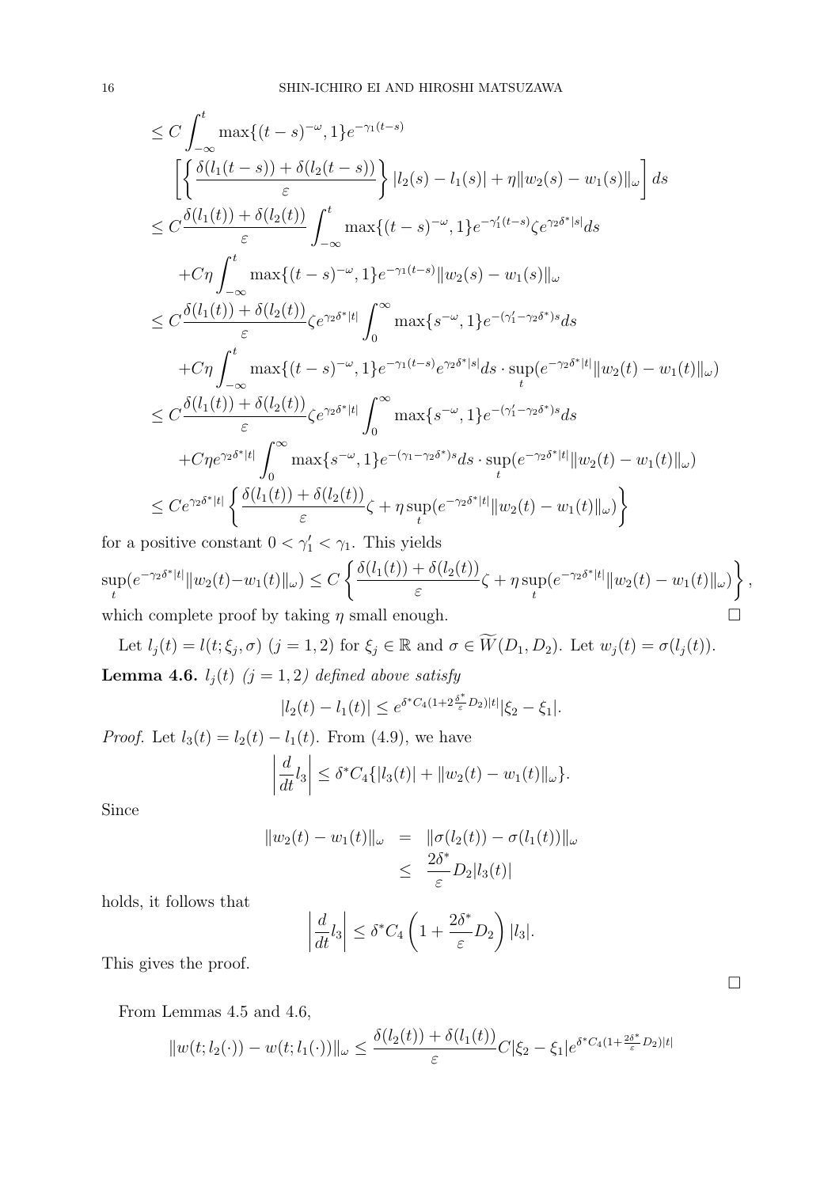$$
\begin{aligned}
&\le C\int_{-\infty}^{t}\max\{(t-s)^{-\omega},1\}e^{-\gamma_1(t-s)} \\
&\quad\left[\left\{\frac{\delta(l_1(t-s))+\delta(l_2(t-s))}{\varepsilon}\right\}|l_2(s)-l_1(s)|+\eta\|w_2(s)-w_1(s)\|_\omega\right]ds \\
&\le C\frac{\delta(l_1(t))+\delta(l_2(t))}{\varepsilon}\int_{-\infty}^{t}\max\{(t-s)^{-\omega},1\}e^{-\gamma_1'(t-s)}\zeta e^{\gamma_2\delta^*|s|}ds \\
&\quad+C\eta\int_{-\infty}^{t}\max\{(t-s)^{-\omega},1\}e^{-\gamma_1(t-s)}\|w_2(s)-w_1(s)\|_\omega \\
&\le C\frac{\delta(l_1(t))+\delta(l_2(t))}{\varepsilon}\zeta e^{\gamma_2\delta^*|t|}\int_0^\infty\max\{s^{-\omega},1\}e^{-(\gamma_1'-\gamma_2\delta^*)s}ds \\
&\quad+C\eta\int_{-\infty}^{t}\max\{(t-s)^{-\omega},1\}e^{-\gamma_1(t-s)}e^{\gamma_2\delta^*|s|}ds\cdot\sup_t(e^{-\gamma_2\delta^*|t|}\|w_2(t)-w_1(t)\|_\omega) \\
&\le C\frac{\delta(l_1(t))+\delta(l_2(t))}{\varepsilon}\zeta e^{\gamma_2\delta^*|t|}\int_0^\infty\max\{s^{-\omega},1\}e^{-(\gamma_1'-\gamma_2\delta^*)s}ds \\
&\quad+C\eta e^{\gamma_2\delta^*|t|}\int_0^\infty\max\{s^{-\omega},1\}e^{-(\gamma_1-\gamma_2\delta^*)s}ds\cdot\sup_t(e^{-\gamma_2\delta^*|t|}\|w_2(t)-w_1(t)\|_\omega) \\
&\le Ce^{\gamma_2\delta^*|t|}\left\{\frac{\delta(l_1(t))+\delta(l_2(t))}{\varepsilon}\zeta+\eta\sup_t(e^{-\gamma_2\delta^*|t|}\|w_2(t)-w_1(t)\|_\omega)\right\}
\end{aligned}
$$

for a positive constant $0<\gamma_1'<\gamma_1$. This yields

$$
\sup_t(e^{-\gamma_2\delta^*|t|}\|w_2(t)-w_1(t)\|_\omega)\le C\left\{\frac{\delta(l_1(t))+\delta(l_2(t))}{\varepsilon}\zeta+\eta\sup_t(e^{-\gamma_2\delta^*|t|}\|w_2(t)-w_1(t)\|_\omega)\right\},
$$

which complete proof by taking $\eta$ small enough. $\square$

Let $l_j(t)=l(t;\xi_j,\sigma)$ $(j=1,2)$ for $\xi_j\in\mathbb{R}$ and $\sigma\in\widetilde{W}(D_1,D_2)$. Let $w_j(t)=\sigma(l_j(t))$.

**Lemma 4.6.** *$l_j(t)$ $(j=1,2)$ defined above satisfy*

$$
|l_2(t)-l_1(t)|\le e^{\delta^*C_4(1+2\frac{\delta^*}{\varepsilon}D_2)|t|}|\xi_2-\xi_1|.
$$

*Proof.* Let $l_3(t)=l_2(t)-l_1(t)$. From (4.9), we have

$$
\left|\frac{d}{dt}l_3\right|\le\delta^*C_4\{|l_3(t)|+\|w_2(t)-w_1(t)\|_\omega\}.
$$

Since

$$
\begin{aligned}
\|w_2(t)-w_1(t)\|_\omega &= \|\sigma(l_2(t))-\sigma(l_1(t))\|_\omega \\
&\le \frac{2\delta^*}{\varepsilon}D_2|l_3(t)|
\end{aligned}
$$

holds, it follows that

$$
\left|\frac{d}{dt}l_3\right|\le\delta^*C_4\left(1+\frac{2\delta^*}{\varepsilon}D_2\right)|l_3|.
$$

This gives the proof.

$\square$

From Lemmas 4.5 and 4.6,

$$
\|w(t;l_2(\cdot))-w(t;l_1(\cdot))\|_\omega\le\frac{\delta(l_2(t))+\delta(l_1(t))}{\varepsilon}C|\xi_2-\xi_1|e^{\delta^*C_4(1+\frac{2\delta^*}{\varepsilon}D_2)|t|}
$$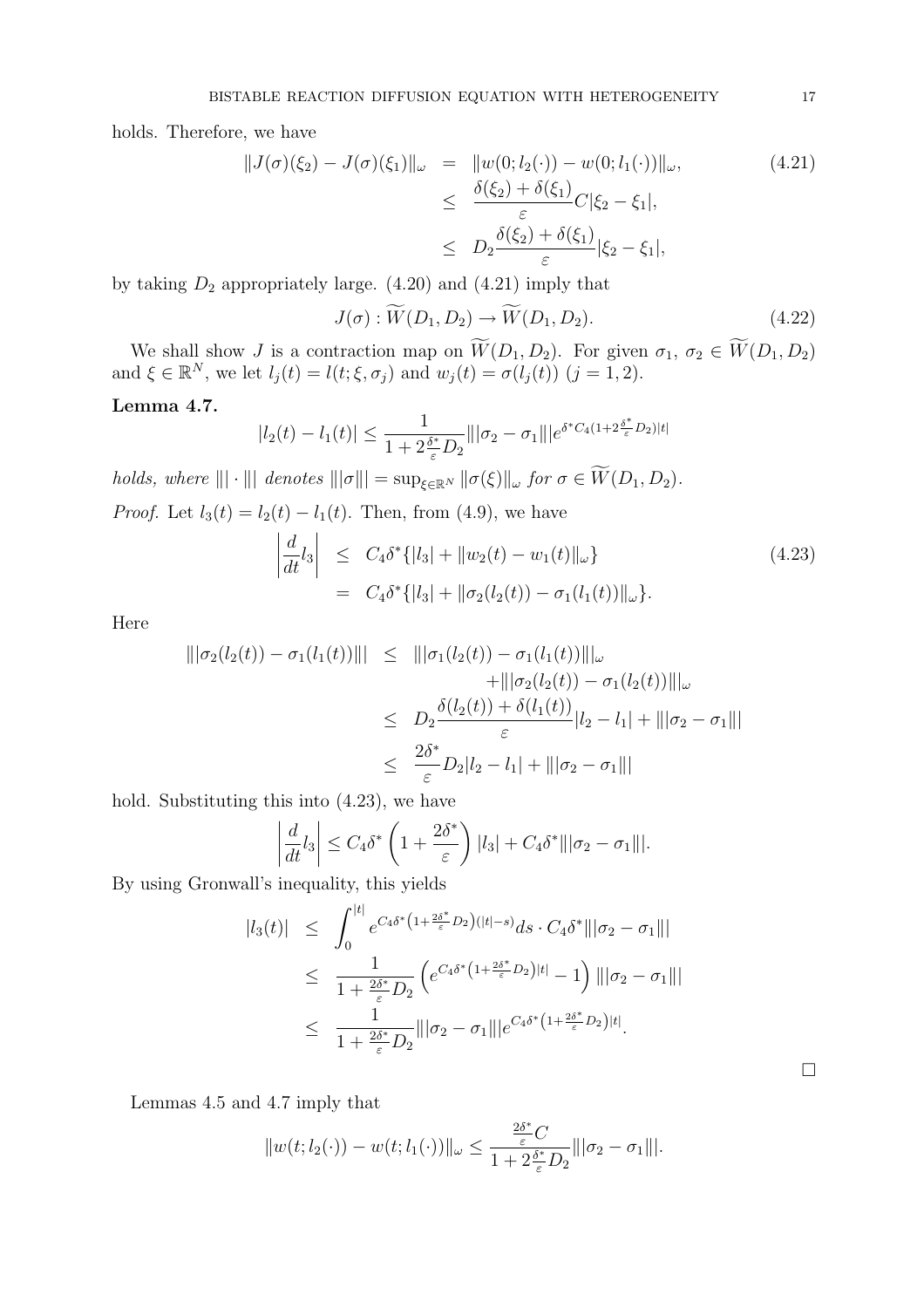holds. Therefore, we have

$$
\begin{aligned}
\|J(\sigma)(\xi_2) - J(\sigma)(\xi_1)\|_\omega &= \|w(0; l_2(\cdot)) - w(0; l_1(\cdot))\|_\omega, \\
&\leq \frac{\delta(\xi_2) + \delta(\xi_1)}{\varepsilon} C|\xi_2 - \xi_1|, \\
&\leq D_2 \frac{\delta(\xi_2) + \delta(\xi_1)}{\varepsilon} |\xi_2 - \xi_1|,
\end{aligned} \tag{4.21}
$$

by taking $D_2$ appropriately large. (4.20) and (4.21) imply that

$$
J(\sigma) : \widetilde{W}(D_1, D_2) \to \widetilde{W}(D_1, D_2). \tag{4.22}
$$

We shall show $J$ is a contraction map on $\widetilde{W}(D_1, D_2)$. For given $\sigma_1$, $\sigma_2 \in \widetilde{W}(D_1, D_2)$ and $\xi \in \mathbb{R}^N$, we let $l_j(t) = l(t; \xi, \sigma_j)$ and $w_j(t) = \sigma(l_j(t))$ $(j = 1, 2)$.

**Lemma 4.7.**

$$
|l_2(t) - l_1(t)| \leq \frac{1}{1 + 2\frac{\delta^*}{\varepsilon} D_2} |||\sigma_2 - \sigma_1||| e^{\delta^* C_4 (1 + 2\frac{\delta^*}{\varepsilon} D_2)|t|}
$$

*holds, where* $|||\cdot|||$ *denotes* $|||\sigma||| = \sup_{\xi \in \mathbb{R}^N} \|\sigma(\xi)\|_\omega$ *for* $\sigma \in \widetilde{W}(D_1, D_2)$.

*Proof.* Let $l_3(t) = l_2(t) - l_1(t)$. Then, from (4.9), we have

$$
\begin{aligned}
\left| \frac{d}{dt} l_3 \right| &\leq C_4 \delta^* \{ |l_3| + \|w_2(t) - w_1(t)\|_\omega \} \\
&= C_4 \delta^* \{ |l_3| + \|\sigma_2(l_2(t)) - \sigma_1(l_1(t))\|_\omega \}.
\end{aligned} \tag{4.23}
$$

Here

$$
\begin{aligned}
|||\sigma_2(l_2(t)) - \sigma_1(l_1(t))||| &\leq |||\sigma_1(l_2(t)) - \sigma_1(l_1(t))|||_\omega \\
&\qquad + |||\sigma_2(l_2(t)) - \sigma_1(l_2(t))|||_\omega \\
&\leq D_2 \frac{\delta(l_2(t)) + \delta(l_1(t))}{\varepsilon} |l_2 - l_1| + |||\sigma_2 - \sigma_1||| \\
&\leq \frac{2\delta^*}{\varepsilon} D_2 |l_2 - l_1| + |||\sigma_2 - \sigma_1|||
\end{aligned}
$$

hold. Substituting this into (4.23), we have

$$
\left| \frac{d}{dt} l_3 \right| \leq C_4 \delta^* \left( 1 + \frac{2\delta^*}{\varepsilon} \right) |l_3| + C_4 \delta^* |||\sigma_2 - \sigma_1|||.
$$

By using Gronwall's inequality, this yields

$$
\begin{aligned}
|l_3(t)| &\leq \int_0^{|t|} e^{C_4 \delta^* \left(1 + \frac{2\delta^*}{\varepsilon} D_2\right)(|t| - s)} ds \cdot C_4 \delta^* |||\sigma_2 - \sigma_1||| \\
&\leq \frac{1}{1 + \frac{2\delta^*}{\varepsilon} D_2} \left( e^{C_4 \delta^* \left(1 + \frac{2\delta^*}{\varepsilon} D_2\right)|t|} - 1 \right) |||\sigma_2 - \sigma_1||| \\
&\leq \frac{1}{1 + \frac{2\delta^*}{\varepsilon} D_2} |||\sigma_2 - \sigma_1||| e^{C_4 \delta^* \left(1 + \frac{2\delta^*}{\varepsilon} D_2\right)|t|}.
\end{aligned}
$$

□

Lemmas 4.5 and 4.7 imply that

$$
\|w(t; l_2(\cdot)) - w(t; l_1(\cdot))\|_\omega \leq \frac{\frac{2\delta^*}{\varepsilon} C}{1 + 2\frac{\delta^*}{\varepsilon} D_2} |||\sigma_2 - \sigma_1|||.
$$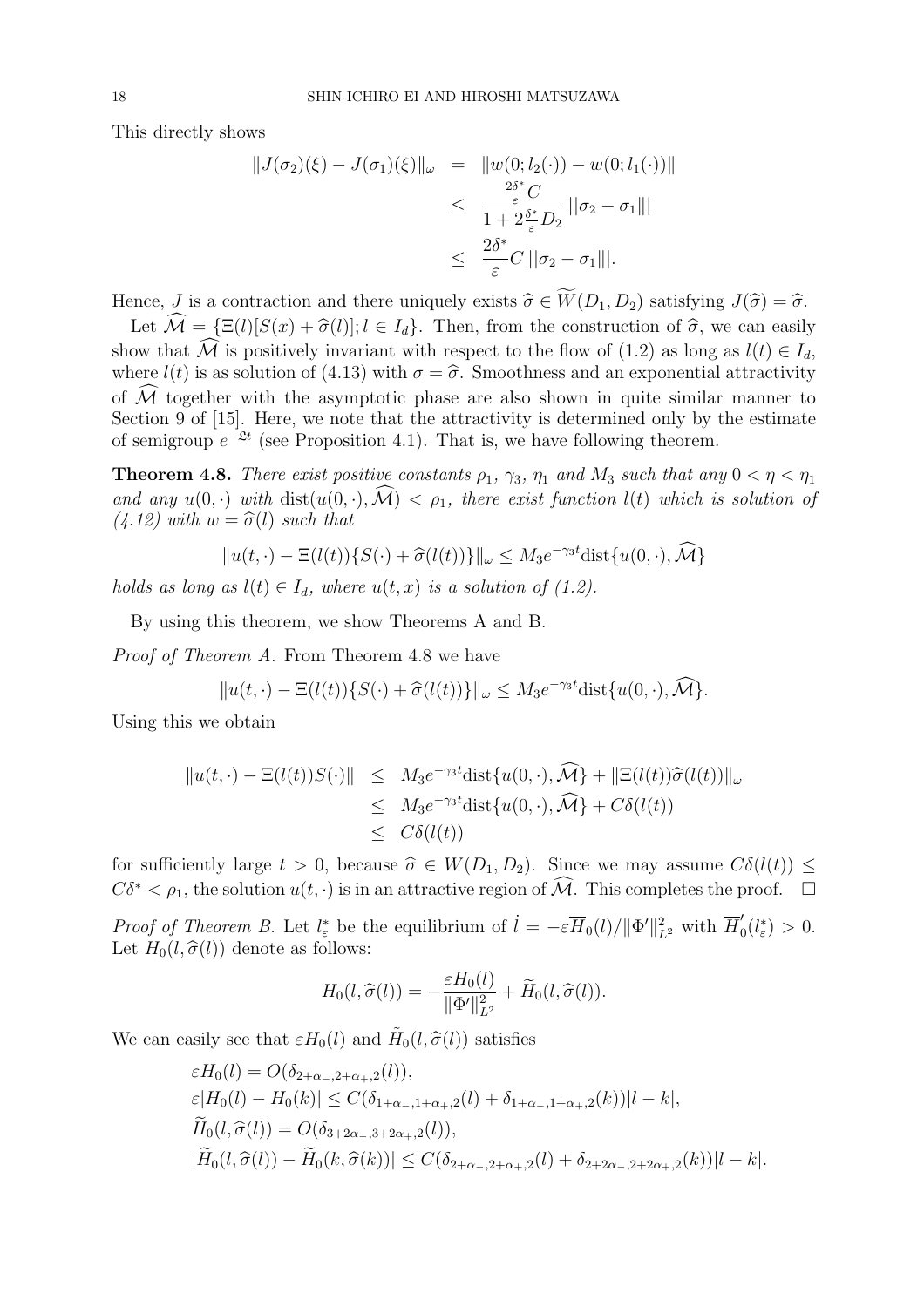This directly shows

$$
\begin{aligned}
\|J(\sigma_2)(\xi) - J(\sigma_1)(\xi)\|_\omega &= \|w(0; l_2(\cdot)) - w(0; l_1(\cdot))\| \\
&\leq \frac{\frac{2\delta^*}{\varepsilon} C}{1 + 2\frac{\delta^*}{\varepsilon} D_2} |||\sigma_2 - \sigma_1||| \\
&\leq \frac{2\delta^*}{\varepsilon} C |||\sigma_2 - \sigma_1|||.
\end{aligned}
$$

Hence, $J$ is a contraction and there uniquely exists $\widehat{\sigma} \in \widetilde{W}(D_1, D_2)$ satisfying $J(\widehat{\sigma}) = \widehat{\sigma}$.

Let $\widehat{\mathcal{M}} = \{\Xi(l)[S(x) + \widehat{\sigma}(l)]; l \in I_d\}$. Then, from the construction of $\widehat{\sigma}$, we can easily show that $\widehat{\mathcal{M}}$ is positively invariant with respect to the flow of (1.2) as long as $l(t) \in I_d$, where $l(t)$ is as solution of (4.13) with $\sigma = \widehat{\sigma}$. Smoothness and an exponential attractivity of $\widehat{\mathcal{M}}$ together with the asymptotic phase are also shown in quite similar manner to Section 9 of [15]. Here, we note that the attractivity is determined only by the estimate of semigroup $e^{-\mathfrak{L}t}$ (see Proposition 4.1). That is, we have following theorem.

**Theorem 4.8.** *There exist positive constants $\rho_1$, $\gamma_3$, $\eta_1$ and $M_3$ such that any $0 < \eta < \eta_1$ and any $u(0, \cdot)$ with $\mathrm{dist}(u(0, \cdot), \widehat{\mathcal{M}}) < \rho_1$, there exist function $l(t)$ which is solution of (4.12) with $w = \widehat{\sigma}(l)$ such that*

$$
\|u(t, \cdot) - \Xi(l(t))\{S(\cdot) + \widehat{\sigma}(l(t))\}\|_\omega \leq M_3 e^{-\gamma_3 t} \mathrm{dist}\{u(0, \cdot), \widehat{\mathcal{M}}\}
$$

*holds as long as $l(t) \in I_d$, where $u(t, x)$ is a solution of (1.2).*

By using this theorem, we show Theorems A and B.

*Proof of Theorem A.* From Theorem 4.8 we have

$$
\|u(t, \cdot) - \Xi(l(t))\{S(\cdot) + \widehat{\sigma}(l(t))\}\|_\omega \leq M_3 e^{-\gamma_3 t} \mathrm{dist}\{u(0, \cdot), \widehat{\mathcal{M}}\}.
$$

Using this we obtain

$$
\begin{aligned}
\|u(t, \cdot) - \Xi(l(t)) S(\cdot)\| &\leq M_3 e^{-\gamma_3 t} \mathrm{dist}\{u(0, \cdot), \widehat{\mathcal{M}}\} + \|\Xi(l(t))\widehat{\sigma}(l(t))\|_\omega \\
&\leq M_3 e^{-\gamma_3 t} \mathrm{dist}\{u(0, \cdot), \widehat{\mathcal{M}}\} + C\delta(l(t)) \\
&\leq C\delta(l(t))
\end{aligned}
$$

for sufficiently large $t > 0$, because $\widehat{\sigma} \in W(D_1, D_2)$. Since we may assume $C\delta(l(t)) \leq C\delta^* < \rho_1$, the solution $u(t, \cdot)$ is in an attractive region of $\widehat{\mathcal{M}}$. This completes the proof. $\square$

*Proof of Theorem B.* Let $l^*_\varepsilon$ be the equilibrium of $\dot{l} = -\varepsilon \overline{H}_0(l)/\|\Phi'\|^2_{L^2}$ with $\overline{H}'_0(l^*_\varepsilon) > 0$. Let $H_0(l, \widehat{\sigma}(l))$ denote as follows:

$$
H_0(l, \widehat{\sigma}(l)) = -\frac{\varepsilon H_0(l)}{\|\Phi'\|^2_{L^2}} + \widetilde{H}_0(l, \widehat{\sigma}(l)).
$$

We can easily see that $\varepsilon H_0(l)$ and $\tilde{H}_0(l, \widehat{\sigma}(l))$ satisfies

$$
\begin{aligned}
&\varepsilon H_0(l) = O(\delta_{2+\alpha_-, 2+\alpha_+, 2}(l)), \\
&\varepsilon |H_0(l) - H_0(k)| \leq C(\delta_{1+\alpha_-, 1+\alpha_+, 2}(l) + \delta_{1+\alpha_-, 1+\alpha_+, 2}(k))|l - k|, \\
&\widetilde{H}_0(l, \widehat{\sigma}(l)) = O(\delta_{3+2\alpha_-, 3+2\alpha_+, 2}(l)), \\
&|\widetilde{H}_0(l, \widehat{\sigma}(l)) - \widetilde{H}_0(k, \widehat{\sigma}(k))| \leq C(\delta_{2+\alpha_-, 2+\alpha_+, 2}(l) + \delta_{2+2\alpha_-, 2+2\alpha_+, 2}(k))|l - k|.
\end{aligned}
$$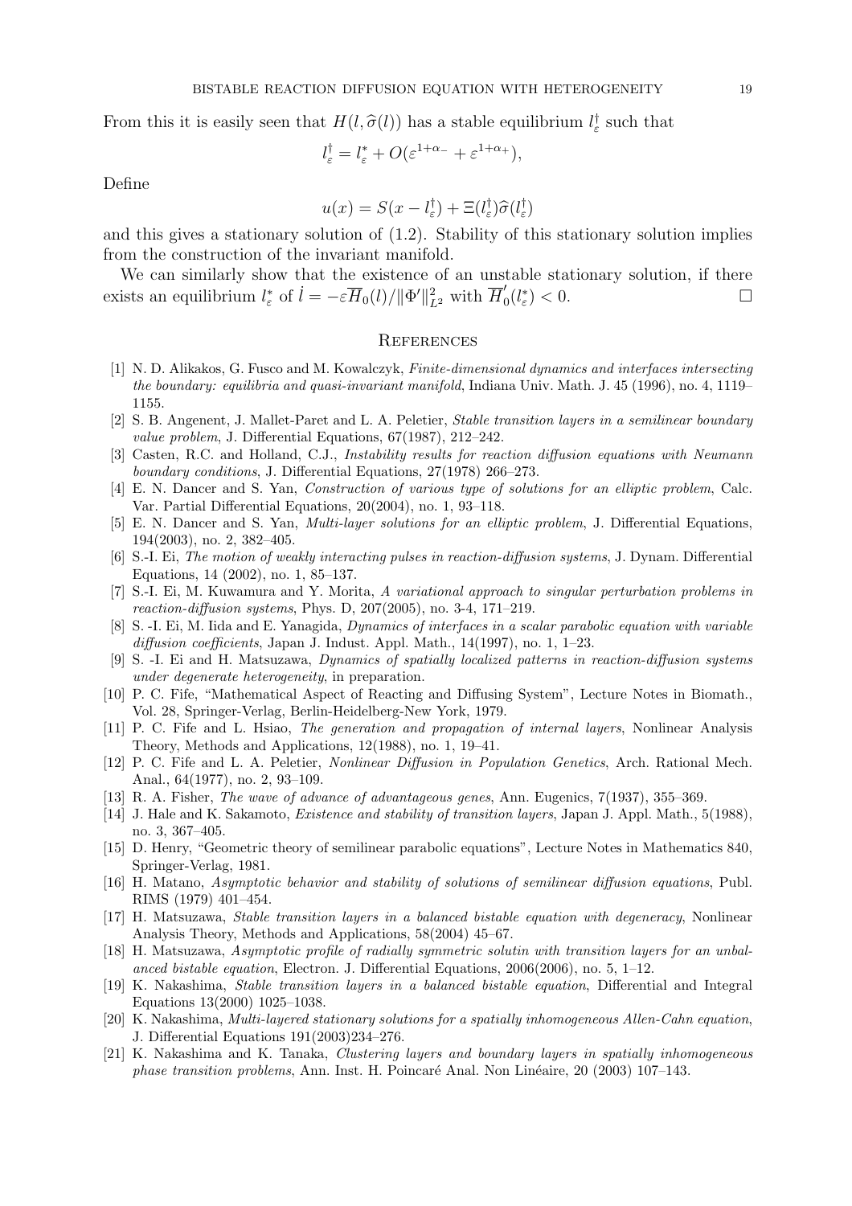From this it is easily seen that $H(l, \widehat{\sigma}(l))$ has a stable equilibrium $l^\dagger_\varepsilon$ such that

$$l^\dagger_\varepsilon = l^*_\varepsilon + O(\varepsilon^{1+\alpha_-} + \varepsilon^{1+\alpha_+}),$$

Define

$$u(x) = S(x - l^\dagger_\varepsilon) + \Xi(l^\dagger_\varepsilon)\widehat{\sigma}(l^\dagger_\varepsilon)$$

and this gives a stationary solution of (1.2). Stability of this stationary solution implies from the construction of the invariant manifold.

We can similarly show that the existence of an unstable stationary solution, if there exists an equilibrium $l^*_\varepsilon$ of $\dot{l} = -\varepsilon \overline{H}_0(l)/\|\Phi'\|^2_{L^2}$ with $\overline{H}_0'(l^*_\varepsilon) < 0$. $\square$

## References

[1] N. D. Alikakos, G. Fusco and M. Kowalczyk, *Finite-dimensional dynamics and interfaces intersecting the boundary: equilibria and quasi-invariant manifold*, Indiana Univ. Math. J. 45 (1996), no. 4, 1119–1155.

[2] S. B. Angenent, J. Mallet-Paret and L. A. Peletier, *Stable transition layers in a semilinear boundary value problem*, J. Differential Equations, 67(1987), 212–242.

[3] Casten, R.C. and Holland, C.J., *Instability results for reaction diffusion equations with Neumann boundary conditions*, J. Differential Equations, 27(1978) 266–273.

[4] E. N. Dancer and S. Yan, *Construction of various type of solutions for an elliptic problem*, Calc. Var. Partial Differential Equations, 20(2004), no. 1, 93–118.

[5] E. N. Dancer and S. Yan, *Multi-layer solutions for an elliptic problem*, J. Differential Equations, 194(2003), no. 2, 382–405.

[6] S.-I. Ei, *The motion of weakly interacting pulses in reaction-diffusion systems*, J. Dynam. Differential Equations, 14 (2002), no. 1, 85–137.

[7] S.-I. Ei, M. Kuwamura and Y. Morita, *A variational approach to singular perturbation problems in reaction-diffusion systems*, Phys. D, 207(2005), no. 3-4, 171–219.

[8] S. -I. Ei, M. Iida and E. Yanagida, *Dynamics of interfaces in a scalar parabolic equation with variable diffusion coefficients*, Japan J. Indust. Appl. Math., 14(1997), no. 1, 1–23.

[9] S. -I. Ei and H. Matsuzawa, *Dynamics of spatially localized patterns in reaction-diffusion systems under degenerate heterogeneity*, in preparation.

[10] P. C. Fife, "Mathematical Aspect of Reacting and Diffusing System", Lecture Notes in Biomath., Vol. 28, Springer-Verlag, Berlin-Heidelberg-New York, 1979.

[11] P. C. Fife and L. Hsiao, *The generation and propagation of internal layers*, Nonlinear Analysis Theory, Methods and Applications, 12(1988), no. 1, 19–41.

[12] P. C. Fife and L. A. Peletier, *Nonlinear Diffusion in Population Genetics*, Arch. Rational Mech. Anal., 64(1977), no. 2, 93–109.

[13] R. A. Fisher, *The wave of advance of advantageous genes*, Ann. Eugenics, 7(1937), 355–369.

[14] J. Hale and K. Sakamoto, *Existence and stability of transition layers*, Japan J. Appl. Math., 5(1988), no. 3, 367–405.

[15] D. Henry, "Geometric theory of semilinear parabolic equations", Lecture Notes in Mathematics 840, Springer-Verlag, 1981.

[16] H. Matano, *Asymptotic behavior and stability of solutions of semilinear diffusion equations*, Publ. RIMS (1979) 401–454.

[17] H. Matsuzawa, *Stable transition layers in a balanced bistable equation with degeneracy*, Nonlinear Analysis Theory, Methods and Applications, 58(2004) 45–67.

[18] H. Matsuzawa, *Asymptotic profile of radially symmetric solutin with transition layers for an unbalanced bistable equation*, Electron. J. Differential Equations, 2006(2006), no. 5, 1–12.

[19] K. Nakashima, *Stable transition layers in a balanced bistable equation*, Differential and Integral Equations 13(2000) 1025–1038.

[20] K. Nakashima, *Multi-layered stationary solutions for a spatially inhomogeneous Allen-Cahn equation*, J. Differential Equations 191(2003)234–276.

[21] K. Nakashima and K. Tanaka, *Clustering layers and boundary layers in spatially inhomogeneous phase transition problems*, Ann. Inst. H. Poincaré Anal. Non Linéaire, 20 (2003) 107–143.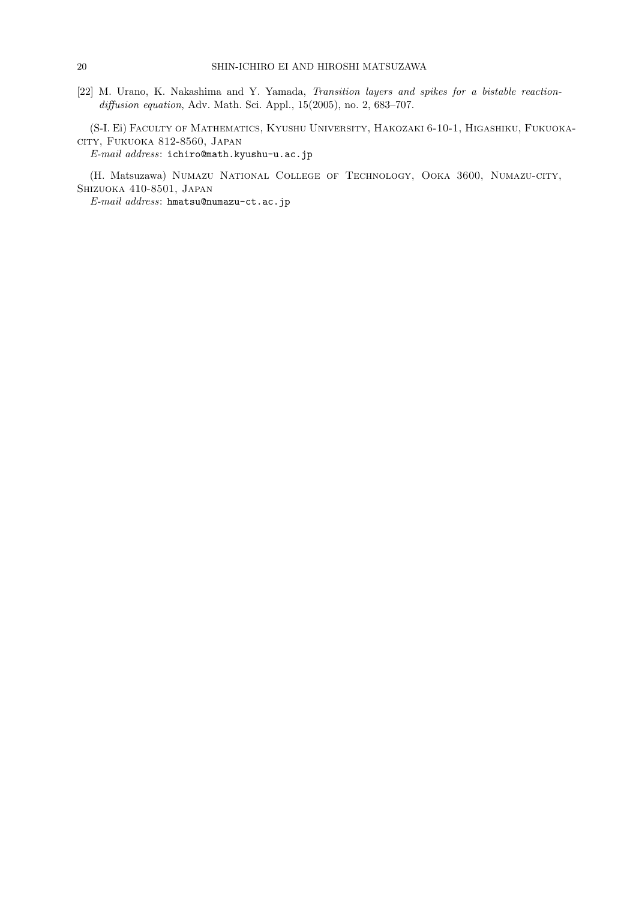[22] M. Urano, K. Nakashima and Y. Yamada, *Transition layers and spikes for a bistable reaction-diffusion equation*, Adv. Math. Sci. Appl., 15(2005), no. 2, 683–707.

(S-I. Ei) Faculty of Mathematics, Kyushu University, Hakozaki 6-10-1, Higashiku, Fukuoka-city, Fukuoka 812-8560, Japan

*E-mail address*: ichiro@math.kyushu-u.ac.jp

(H. Matsuzawa) Numazu National College of Technology, Ooka 3600, Numazu-city, Shizuoka 410-8501, Japan

*E-mail address*: hmatsu@numazu-ct.ac.jp